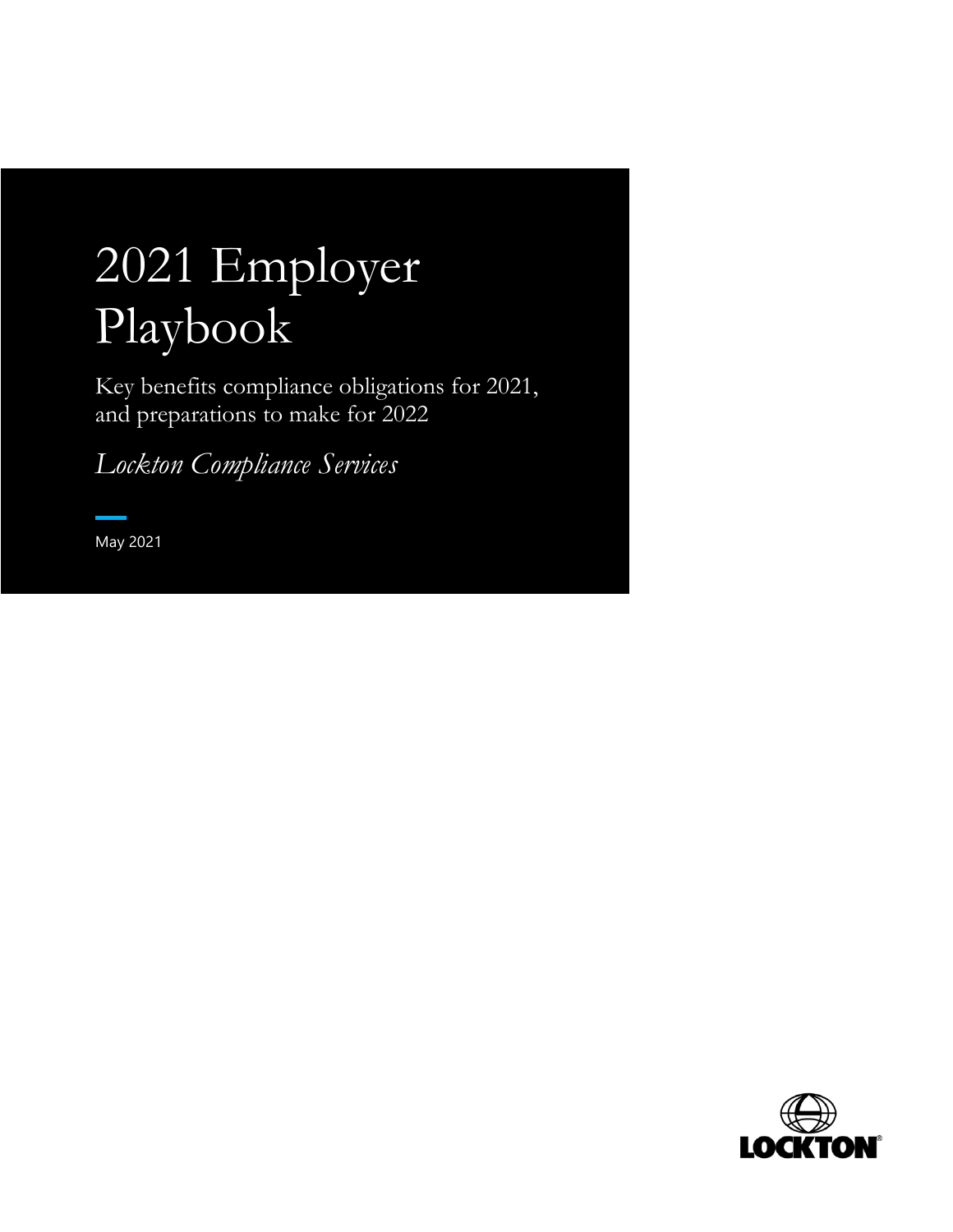# 2021 Employer Playbook

Key benefits compliance obligations for 2021, and preparations to make for 2022

*Lockton Compliance Services*

May 2021

LOCKTON®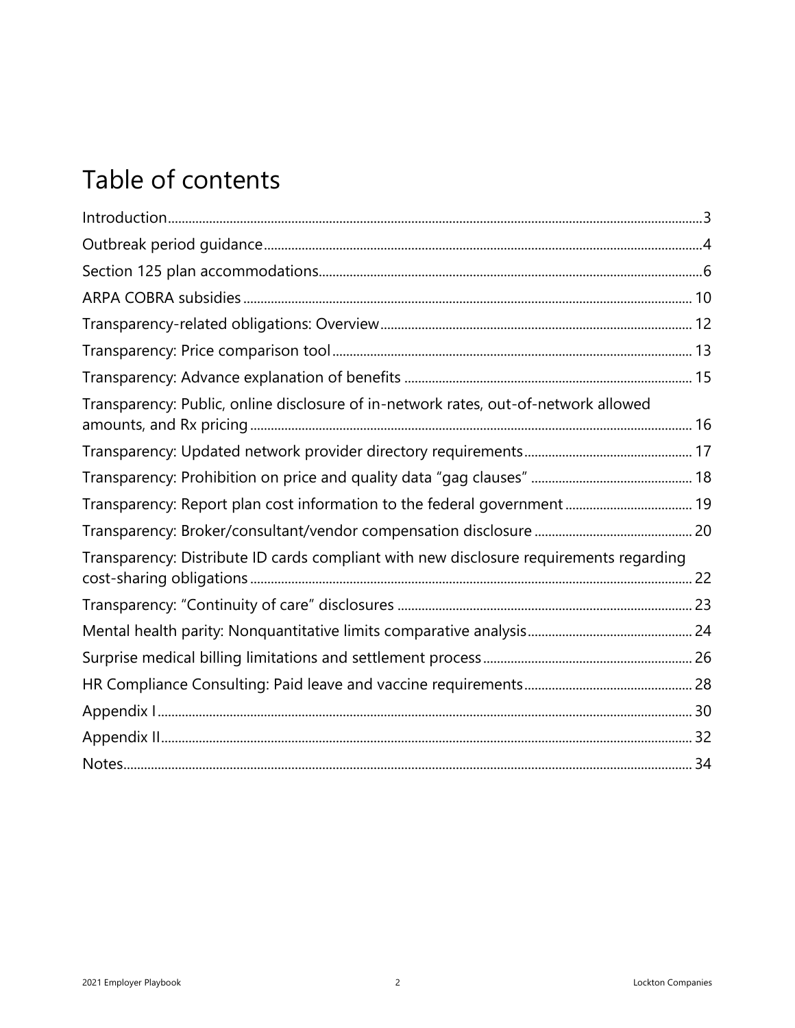# Table of contents

Introduction..........3

Outbreak period guidance..........4

Section 125 plan accommodations..........6

ARPA COBRA subsidies..........10

Transparency-related obligations: Overview..........12

Transparency: Price comparison tool..........13

Transparency: Advance explanation of benefits..........15

Transparency: Public, online disclosure of in-network rates, out-of-network allowed amounts, and Rx pricing..........16

Transparency: Updated network provider directory requirements..........17

Transparency: Prohibition on price and quality data "gag clauses"..........18

Transparency: Report plan cost information to the federal government..........19

Transparency: Broker/consultant/vendor compensation disclosure..........20

Transparency: Distribute ID cards compliant with new disclosure requirements regarding cost-sharing obligations..........22

Transparency: "Continuity of care" disclosures..........23

Mental health parity: Nonquantitative limits comparative analysis..........24

Surprise medical billing limitations and settlement process..........26

HR Compliance Consulting: Paid leave and vaccine requirements..........28

Appendix I..........30

Appendix II..........32

Notes..........34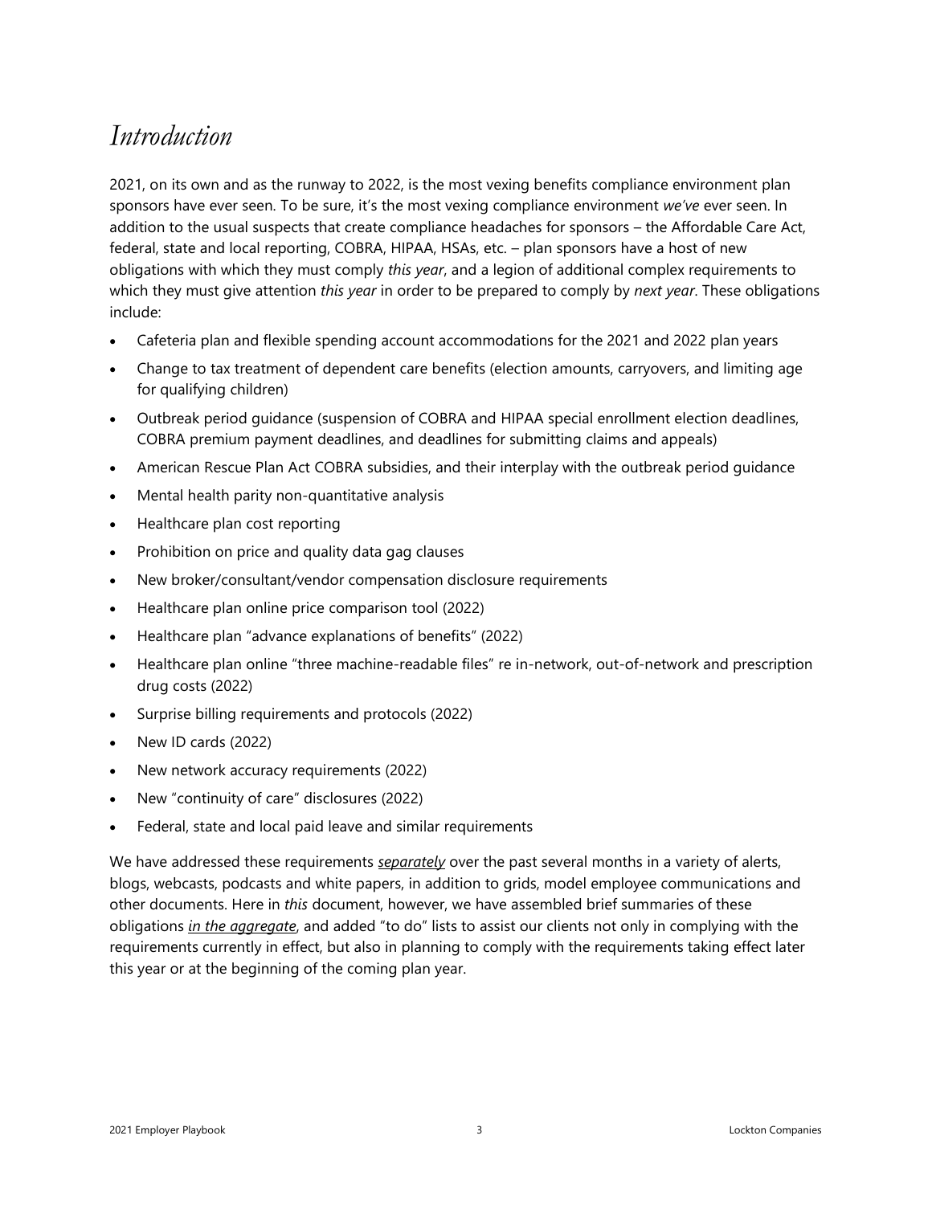# *Introduction*

2021, on its own and as the runway to 2022, is the most vexing benefits compliance environment plan sponsors have ever seen. To be sure, it's the most vexing compliance environment *we've* ever seen. In addition to the usual suspects that create compliance headaches for sponsors – the Affordable Care Act, federal, state and local reporting, COBRA, HIPAA, HSAs, etc. – plan sponsors have a host of new obligations with which they must comply *this year*, and a legion of additional complex requirements to which they must give attention *this year* in order to be prepared to comply by *next year*. These obligations include:

- Cafeteria plan and flexible spending account accommodations for the 2021 and 2022 plan years
- Change to tax treatment of dependent care benefits (election amounts, carryovers, and limiting age for qualifying children)
- Outbreak period guidance (suspension of COBRA and HIPAA special enrollment election deadlines, COBRA premium payment deadlines, and deadlines for submitting claims and appeals)
- American Rescue Plan Act COBRA subsidies, and their interplay with the outbreak period guidance
- Mental health parity non-quantitative analysis
- Healthcare plan cost reporting
- Prohibition on price and quality data gag clauses
- New broker/consultant/vendor compensation disclosure requirements
- Healthcare plan online price comparison tool (2022)
- Healthcare plan "advance explanations of benefits" (2022)
- Healthcare plan online "three machine-readable files" re in-network, out-of-network and prescription drug costs (2022)
- Surprise billing requirements and protocols (2022)
- New ID cards (2022)
- New network accuracy requirements (2022)
- New "continuity of care" disclosures (2022)
- Federal, state and local paid leave and similar requirements

We have addressed these requirements ***separately*** over the past several months in a variety of alerts, blogs, webcasts, podcasts and white papers, in addition to grids, model employee communications and other documents. Here in *this* document, however, we have assembled brief summaries of these obligations ***in the aggregate***, and added "to do" lists to assist our clients not only in complying with the requirements currently in effect, but also in planning to comply with the requirements taking effect later this year or at the beginning of the coming plan year.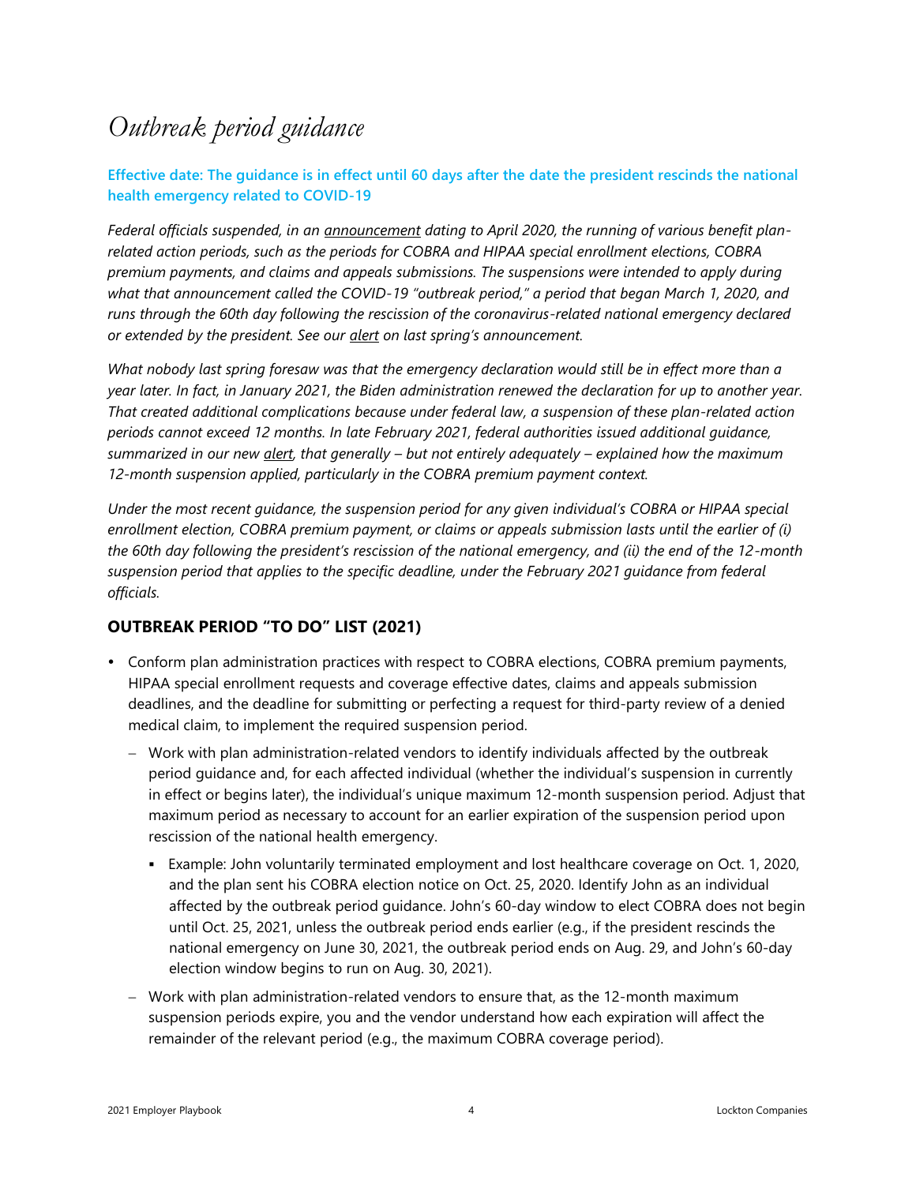# *Outbreak period guidance*

**Effective date: The guidance is in effect until 60 days after the date the president rescinds the national health emergency related to COVID-19**

*Federal officials suspended, in an announcement dating to April 2020, the running of various benefit plan-related action periods, such as the periods for COBRA and HIPAA special enrollment elections, COBRA premium payments, and claims and appeals submissions. The suspensions were intended to apply during what that announcement called the COVID-19 "outbreak period," a period that began March 1, 2020, and runs through the 60th day following the rescission of the coronavirus-related national emergency declared or extended by the president. See our alert on last spring's announcement.*

*What nobody last spring foresaw was that the emergency declaration would still be in effect more than a year later. In fact, in January 2021, the Biden administration renewed the declaration for up to another year. That created additional complications because under federal law, a suspension of these plan-related action periods cannot exceed 12 months. In late February 2021, federal authorities issued additional guidance, summarized in our new alert, that generally – but not entirely adequately – explained how the maximum 12-month suspension applied, particularly in the COBRA premium payment context.*

*Under the most recent guidance, the suspension period for any given individual's COBRA or HIPAA special enrollment election, COBRA premium payment, or claims or appeals submission lasts until the earlier of (i) the 60th day following the president's rescission of the national emergency, and (ii) the end of the 12-month suspension period that applies to the specific deadline, under the February 2021 guidance from federal officials.*

## OUTBREAK PERIOD "TO DO" LIST (2021)

- Conform plan administration practices with respect to COBRA elections, COBRA premium payments, HIPAA special enrollment requests and coverage effective dates, claims and appeals submission deadlines, and the deadline for submitting or perfecting a request for third-party review of a denied medical claim, to implement the required suspension period.
  - Work with plan administration-related vendors to identify individuals affected by the outbreak period guidance and, for each affected individual (whether the individual's suspension in currently in effect or begins later), the individual's unique maximum 12-month suspension period. Adjust that maximum period as necessary to account for an earlier expiration of the suspension period upon rescission of the national health emergency.
    - Example: John voluntarily terminated employment and lost healthcare coverage on Oct. 1, 2020, and the plan sent his COBRA election notice on Oct. 25, 2020. Identify John as an individual affected by the outbreak period guidance. John's 60-day window to elect COBRA does not begin until Oct. 25, 2021, unless the outbreak period ends earlier (e.g., if the president rescinds the national emergency on June 30, 2021, the outbreak period ends on Aug. 29, and John's 60-day election window begins to run on Aug. 30, 2021).
  - Work with plan administration-related vendors to ensure that, as the 12-month maximum suspension periods expire, you and the vendor understand how each expiration will affect the remainder of the relevant period (e.g., the maximum COBRA coverage period).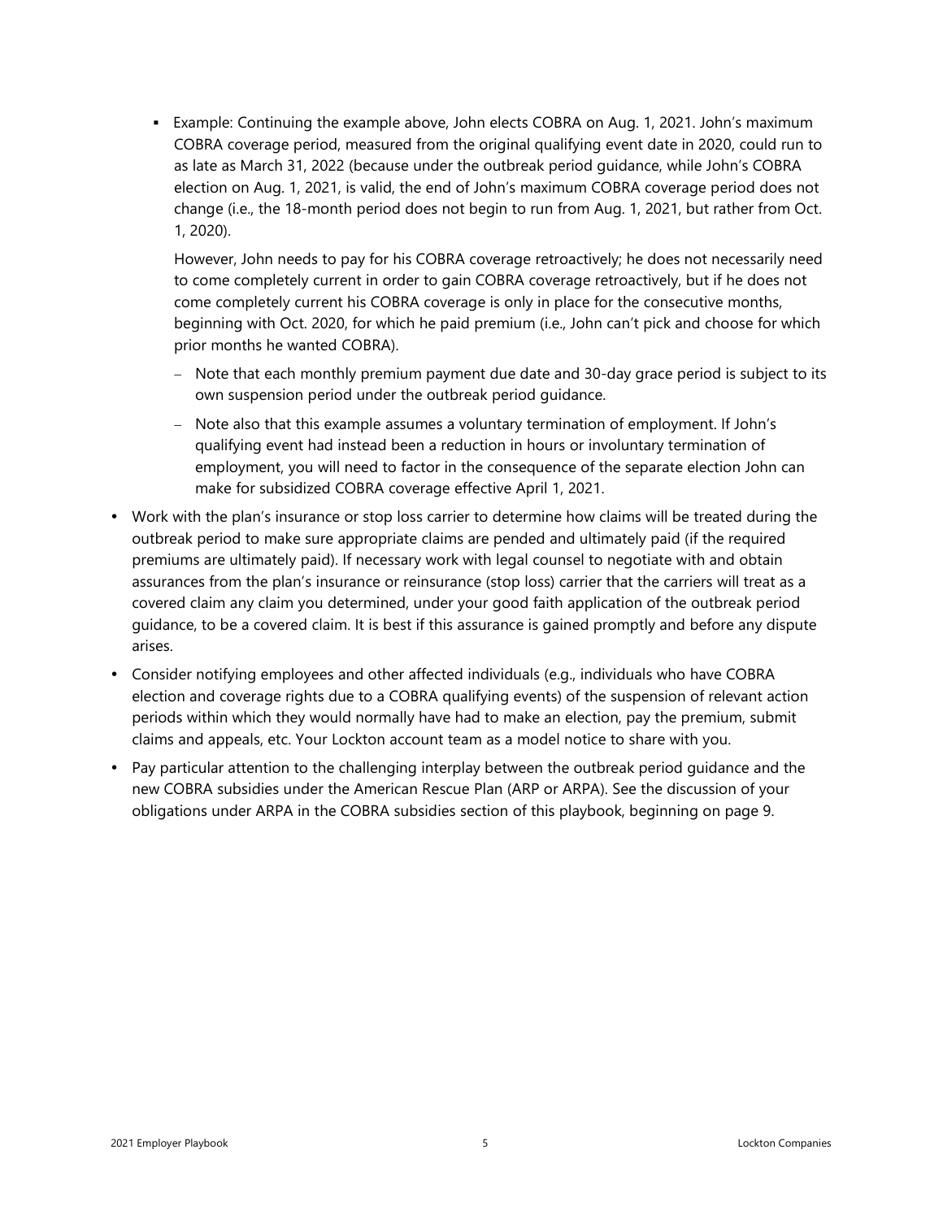- Example: Continuing the example above, John elects COBRA on Aug. 1, 2021. John's maximum COBRA coverage period, measured from the original qualifying event date in 2020, could run to as late as March 31, 2022 (because under the outbreak period guidance, while John's COBRA election on Aug. 1, 2021, is valid, the end of John's maximum COBRA coverage period does not change (i.e., the 18-month period does not begin to run from Aug. 1, 2021, but rather from Oct. 1, 2020).

    However, John needs to pay for his COBRA coverage retroactively; he does not necessarily need to come completely current in order to gain COBRA coverage retroactively, but if he does not come completely current his COBRA coverage is only in place for the consecutive months, beginning with Oct. 2020, for which he paid premium (i.e., John can't pick and choose for which prior months he wanted COBRA).

    - Note that each monthly premium payment due date and 30-day grace period is subject to its own suspension period under the outbreak period guidance.
    - Note also that this example assumes a voluntary termination of employment. If John's qualifying event had instead been a reduction in hours or involuntary termination of employment, you will need to factor in the consequence of the separate election John can make for subsidized COBRA coverage effective April 1, 2021.

- Work with the plan's insurance or stop loss carrier to determine how claims will be treated during the outbreak period to make sure appropriate claims are pended and ultimately paid (if the required premiums are ultimately paid). If necessary work with legal counsel to negotiate with and obtain assurances from the plan's insurance or reinsurance (stop loss) carrier that the carriers will treat as a covered claim any claim you determined, under your good faith application of the outbreak period guidance, to be a covered claim. It is best if this assurance is gained promptly and before any dispute arises.
- Consider notifying employees and other affected individuals (e.g., individuals who have COBRA election and coverage rights due to a COBRA qualifying events) of the suspension of relevant action periods within which they would normally have had to make an election, pay the premium, submit claims and appeals, etc. Your Lockton account team as a model notice to share with you.
- Pay particular attention to the challenging interplay between the outbreak period guidance and the new COBRA subsidies under the American Rescue Plan (ARP or ARPA). See the discussion of your obligations under ARPA in the COBRA subsidies section of this playbook, beginning on page 9.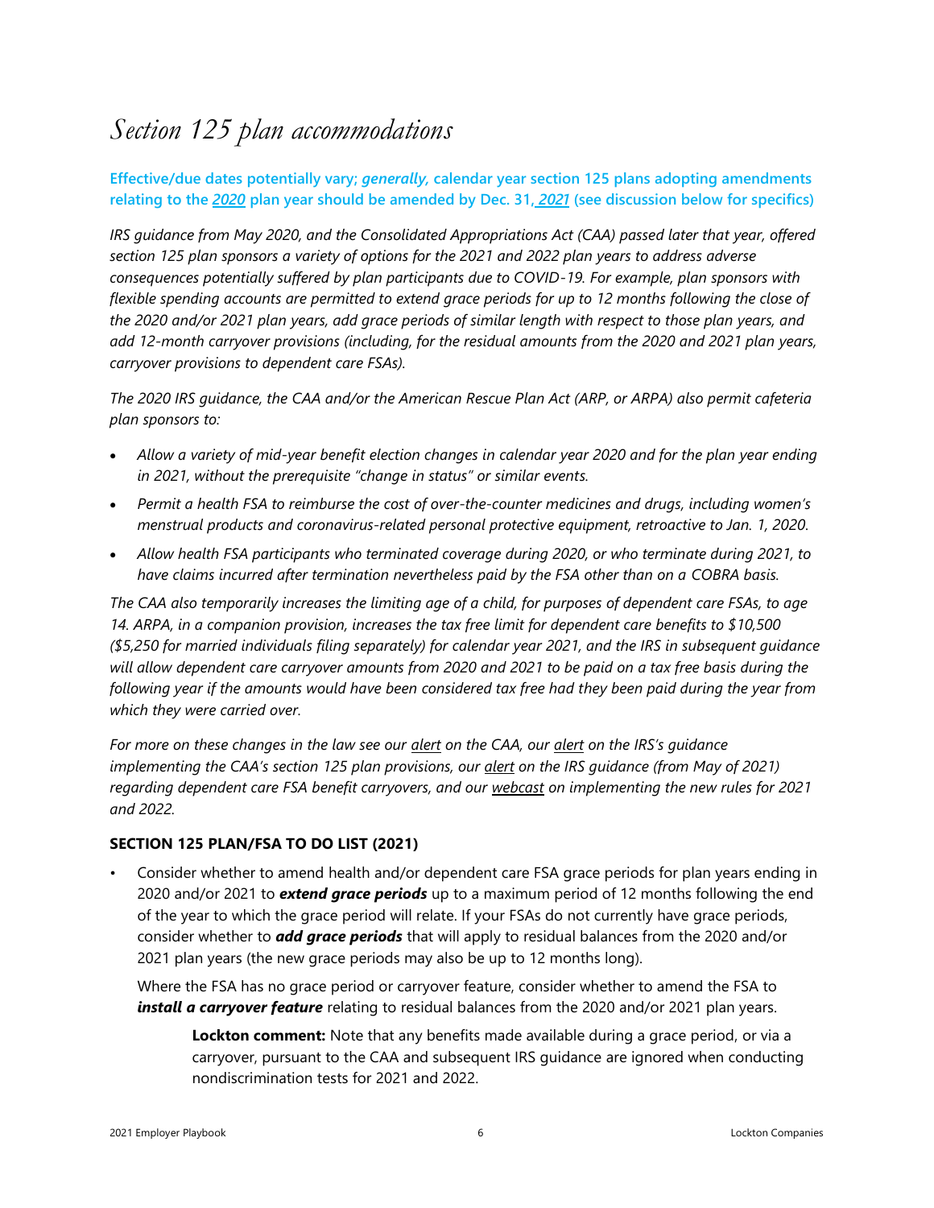# *Section 125 plan accommodations*

**Effective/due dates potentially vary; *generally,* calendar year section 125 plans adopting amendments relating to the *2020* plan year should be amended by Dec. 31, *2021* (see discussion below for specifics)**

*IRS guidance from May 2020, and the Consolidated Appropriations Act (CAA) passed later that year, offered section 125 plan sponsors a variety of options for the 2021 and 2022 plan years to address adverse consequences potentially suffered by plan participants due to COVID-19. For example, plan sponsors with flexible spending accounts are permitted to extend grace periods for up to 12 months following the close of the 2020 and/or 2021 plan years, add grace periods of similar length with respect to those plan years, and add 12-month carryover provisions (including, for the residual amounts from the 2020 and 2021 plan years, carryover provisions to dependent care FSAs).*

*The 2020 IRS guidance, the CAA and/or the American Rescue Plan Act (ARP, or ARPA) also permit cafeteria plan sponsors to:*

- *Allow a variety of mid-year benefit election changes in calendar year 2020 and for the plan year ending in 2021, without the prerequisite "change in status" or similar events.*
- *Permit a health FSA to reimburse the cost of over-the-counter medicines and drugs, including women's menstrual products and coronavirus-related personal protective equipment, retroactive to Jan. 1, 2020.*
- *Allow health FSA participants who terminated coverage during 2020, or who terminate during 2021, to have claims incurred after termination nevertheless paid by the FSA other than on a COBRA basis.*

*The CAA also temporarily increases the limiting age of a child, for purposes of dependent care FSAs, to age 14. ARPA, in a companion provision, increases the tax free limit for dependent care benefits to $10,500 ($5,250 for married individuals filing separately) for calendar year 2021, and the IRS in subsequent guidance will allow dependent care carryover amounts from 2020 and 2021 to be paid on a tax free basis during the following year if the amounts would have been considered tax free had they been paid during the year from which they were carried over.*

*For more on these changes in the law see our alert on the CAA, our alert on the IRS's guidance implementing the CAA's section 125 plan provisions, our alert on the IRS guidance (from May of 2021) regarding dependent care FSA benefit carryovers, and our webcast on implementing the new rules for 2021 and 2022.*

### SECTION 125 PLAN/FSA TO DO LIST (2021)

- Consider whether to amend health and/or dependent care FSA grace periods for plan years ending in 2020 and/or 2021 to ***extend grace periods*** up to a maximum period of 12 months following the end of the year to which the grace period will relate. If your FSAs do not currently have grace periods, consider whether to ***add grace periods*** that will apply to residual balances from the 2020 and/or 2021 plan years (the new grace periods may also be up to 12 months long).

  Where the FSA has no grace period or carryover feature, consider whether to amend the FSA to ***install a carryover feature*** relating to residual balances from the 2020 and/or 2021 plan years.

  > **Lockton comment:** Note that any benefits made available during a grace period, or via a carryover, pursuant to the CAA and subsequent IRS guidance are ignored when conducting nondiscrimination tests for 2021 and 2022.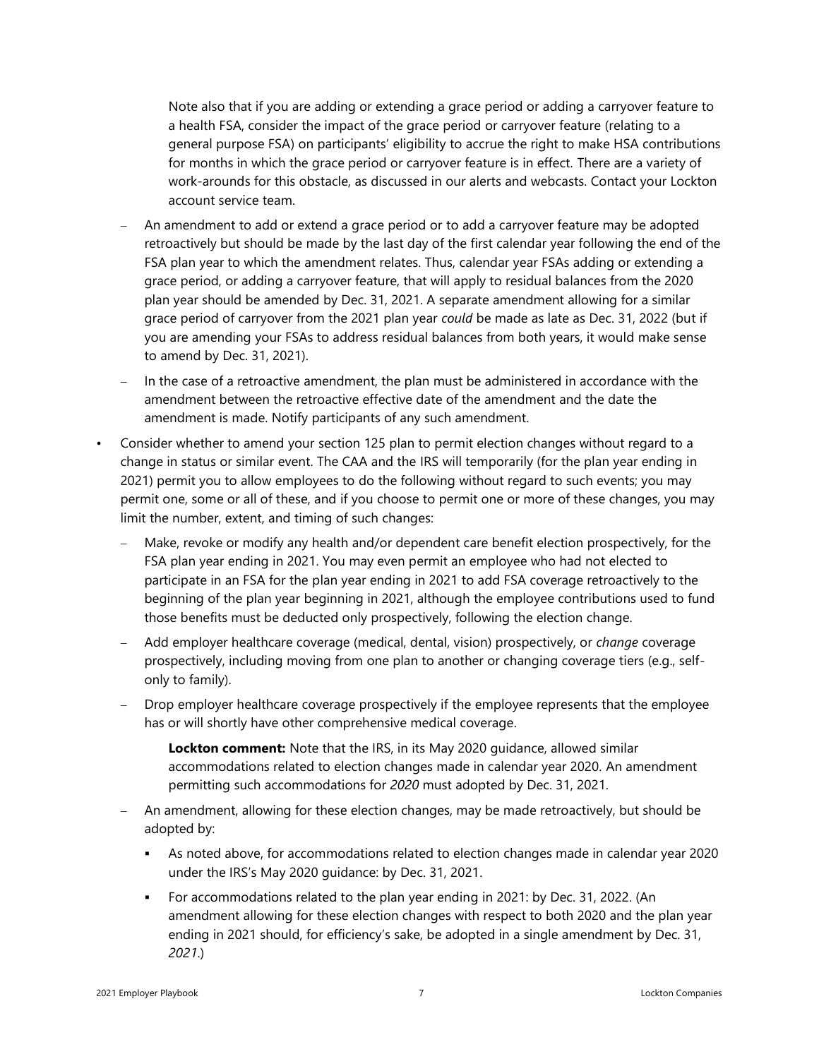Note also that if you are adding or extending a grace period or adding a carryover feature to a health FSA, consider the impact of the grace period or carryover feature (relating to a general purpose FSA) on participants' eligibility to accrue the right to make HSA contributions for months in which the grace period or carryover feature is in effect. There are a variety of work-arounds for this obstacle, as discussed in our alerts and webcasts. Contact your Lockton account service team.

- An amendment to add or extend a grace period or to add a carryover feature may be adopted retroactively but should be made by the last day of the first calendar year following the end of the FSA plan year to which the amendment relates. Thus, calendar year FSAs adding or extending a grace period, or adding a carryover feature, that will apply to residual balances from the 2020 plan year should be amended by Dec. 31, 2021. A separate amendment allowing for a similar grace period of carryover from the 2021 plan year *could* be made as late as Dec. 31, 2022 (but if you are amending your FSAs to address residual balances from both years, it would make sense to amend by Dec. 31, 2021).
- In the case of a retroactive amendment, the plan must be administered in accordance with the amendment between the retroactive effective date of the amendment and the date the amendment is made. Notify participants of any such amendment.

- Consider whether to amend your section 125 plan to permit election changes without regard to a change in status or similar event. The CAA and the IRS will temporarily (for the plan year ending in 2021) permit you to allow employees to do the following without regard to such events; you may permit one, some or all of these, and if you choose to permit one or more of these changes, you may limit the number, extent, and timing of such changes:
  - Make, revoke or modify any health and/or dependent care benefit election prospectively, for the FSA plan year ending in 2021. You may even permit an employee who had not elected to participate in an FSA for the plan year ending in 2021 to add FSA coverage retroactively to the beginning of the plan year beginning in 2021, although the employee contributions used to fund those benefits must be deducted only prospectively, following the election change.
  - Add employer healthcare coverage (medical, dental, vision) prospectively, or *change* coverage prospectively, including moving from one plan to another or changing coverage tiers (e.g., self-only to family).
  - Drop employer healthcare coverage prospectively if the employee represents that the employee has or will shortly have other comprehensive medical coverage.

    **Lockton comment:** Note that the IRS, in its May 2020 guidance, allowed similar accommodations related to election changes made in calendar year 2020. An amendment permitting such accommodations for *2020* must adopted by Dec. 31, 2021.

  - An amendment, allowing for these election changes, may be made retroactively, but should be adopted by:
    - As noted above, for accommodations related to election changes made in calendar year 2020 under the IRS's May 2020 guidance: by Dec. 31, 2021.
    - For accommodations related to the plan year ending in 2021: by Dec. 31, 2022. (An amendment allowing for these election changes with respect to both 2020 and the plan year ending in 2021 should, for efficiency's sake, be adopted in a single amendment by Dec. 31, *2021*.)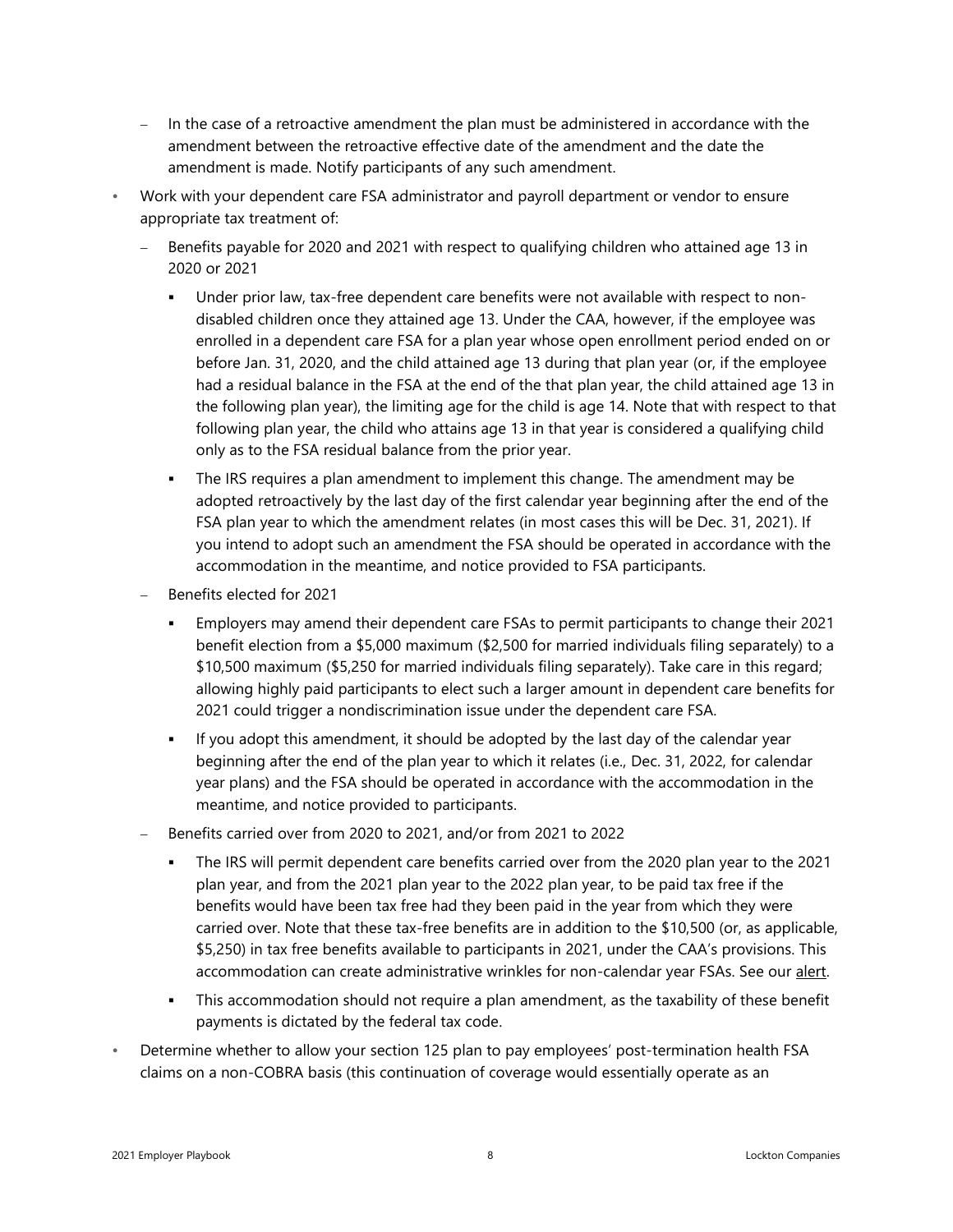- In the case of a retroactive amendment the plan must be administered in accordance with the amendment between the retroactive effective date of the amendment and the date the amendment is made. Notify participants of any such amendment.

- Work with your dependent care FSA administrator and payroll department or vendor to ensure appropriate tax treatment of:
  - Benefits payable for 2020 and 2021 with respect to qualifying children who attained age 13 in 2020 or 2021
    - Under prior law, tax-free dependent care benefits were not available with respect to non-disabled children once they attained age 13. Under the CAA, however, if the employee was enrolled in a dependent care FSA for a plan year whose open enrollment period ended on or before Jan. 31, 2020, and the child attained age 13 during that plan year (or, if the employee had a residual balance in the FSA at the end of the that plan year, the child attained age 13 in the following plan year), the limiting age for the child is age 14. Note that with respect to that following plan year, the child who attains age 13 in that year is considered a qualifying child only as to the FSA residual balance from the prior year.
    - The IRS requires a plan amendment to implement this change. The amendment may be adopted retroactively by the last day of the first calendar year beginning after the end of the FSA plan year to which the amendment relates (in most cases this will be Dec. 31, 2021). If you intend to adopt such an amendment the FSA should be operated in accordance with the accommodation in the meantime, and notice provided to FSA participants.
  - Benefits elected for 2021
    - Employers may amend their dependent care FSAs to permit participants to change their 2021 benefit election from a $5,000 maximum ($2,500 for married individuals filing separately) to a $10,500 maximum ($5,250 for married individuals filing separately). Take care in this regard; allowing highly paid participants to elect such a larger amount in dependent care benefits for 2021 could trigger a nondiscrimination issue under the dependent care FSA.
    - If you adopt this amendment, it should be adopted by the last day of the calendar year beginning after the end of the plan year to which it relates (i.e., Dec. 31, 2022, for calendar year plans) and the FSA should be operated in accordance with the accommodation in the meantime, and notice provided to participants.
  - Benefits carried over from 2020 to 2021, and/or from 2021 to 2022
    - The IRS will permit dependent care benefits carried over from the 2020 plan year to the 2021 plan year, and from the 2021 plan year to the 2022 plan year, to be paid tax free if the benefits would have been tax free had they been paid in the year from which they were carried over. Note that these tax-free benefits are in addition to the $10,500 (or, as applicable, $5,250) in tax free benefits available to participants in 2021, under the CAA's provisions. This accommodation can create administrative wrinkles for non-calendar year FSAs. See our alert.
    - This accommodation should not require a plan amendment, as the taxability of these benefit payments is dictated by the federal tax code.

- Determine whether to allow your section 125 plan to pay employees' post-termination health FSA claims on a non-COBRA basis (this continuation of coverage would essentially operate as an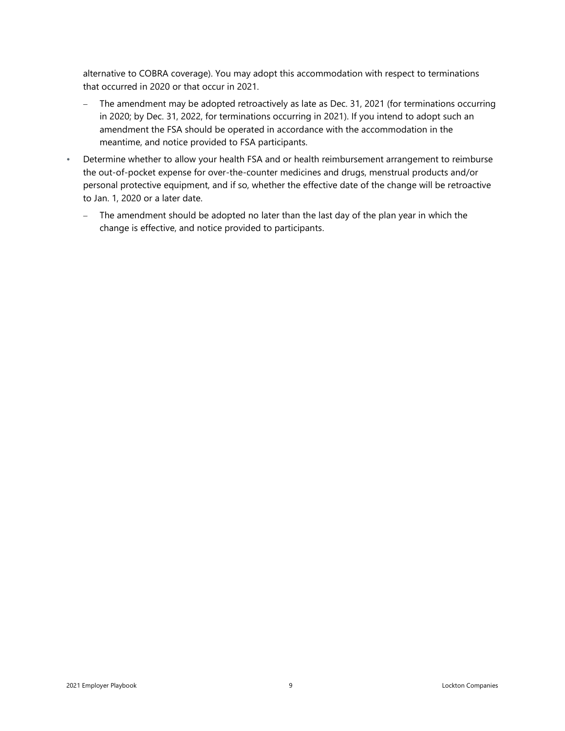alternative to COBRA coverage). You may adopt this accommodation with respect to terminations that occurred in 2020 or that occur in 2021.

  - The amendment may be adopted retroactively as late as Dec. 31, 2021 (for terminations occurring in 2020; by Dec. 31, 2022, for terminations occurring in 2021). If you intend to adopt such an amendment the FSA should be operated in accordance with the accommodation in the meantime, and notice provided to FSA participants.

- Determine whether to allow your health FSA and or health reimbursement arrangement to reimburse the out-of-pocket expense for over-the-counter medicines and drugs, menstrual products and/or personal protective equipment, and if so, whether the effective date of the change will be retroactive to Jan. 1, 2020 or a later date.
  - The amendment should be adopted no later than the last day of the plan year in which the change is effective, and notice provided to participants.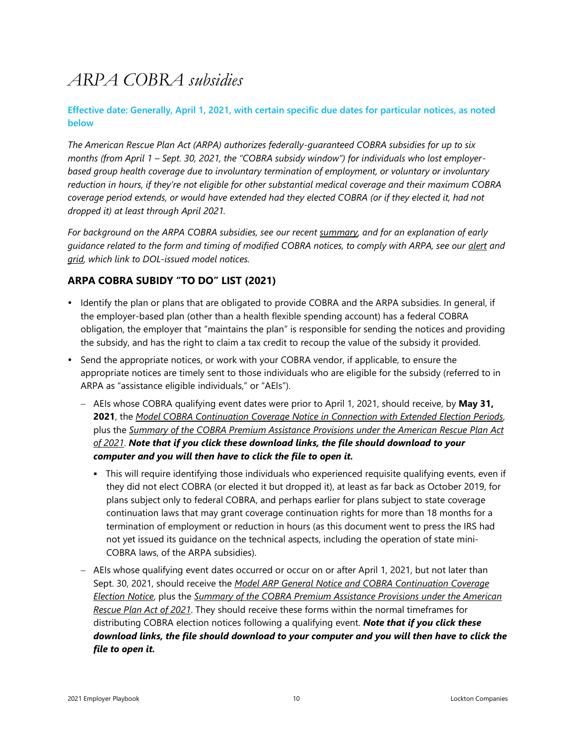# *ARPA COBRA subsidies*

**Effective date: Generally, April 1, 2021, with certain specific due dates for particular notices, as noted below**

*The American Rescue Plan Act (ARPA) authorizes federally-guaranteed COBRA subsidies for up to six months (from April 1 – Sept. 30, 2021, the "COBRA subsidy window") for individuals who lost employer-based group health coverage due to involuntary termination of employment, or voluntary or involuntary reduction in hours, if they're not eligible for other substantial medical coverage and their maximum COBRA coverage period extends, or would have extended had they elected COBRA (or if they elected it, had not dropped it) at least through April 2021.*

*For background on the ARPA COBRA subsidies, see our recent summary, and for an explanation of early guidance related to the form and timing of modified COBRA notices, to comply with ARPA, see our alert and grid, which link to DOL-issued model notices.*

## ARPA COBRA SUBIDY "TO DO" LIST (2021)

- Identify the plan or plans that are obligated to provide COBRA and the ARPA subsidies. In general, if the employer-based plan (other than a health flexible spending account) has a federal COBRA obligation, the employer that "maintains the plan" is responsible for sending the notices and providing the subsidy, and has the right to claim a tax credit to recoup the value of the subsidy it provided.
- Send the appropriate notices, or work with your COBRA vendor, if applicable, to ensure the appropriate notices are timely sent to those individuals who are eligible for the subsidy (referred to in ARPA as "assistance eligible individuals," or "AEIs").
  - AEIs whose COBRA qualifying event dates were prior to April 1, 2021, should receive, by **May 31, 2021**, the *Model COBRA Continuation Coverage Notice in Connection with Extended Election Periods*, plus the *Summary of the COBRA Premium Assistance Provisions under the American Rescue Plan Act of 2021*. ***Note that if you click these download links, the file should download to your computer and you will then have to click the file to open it.***
    - This will require identifying those individuals who experienced requisite qualifying events, even if they did not elect COBRA (or elected it but dropped it), at least as far back as October 2019, for plans subject only to federal COBRA, and perhaps earlier for plans subject to state coverage continuation laws that may grant coverage continuation rights for more than 18 months for a termination of employment or reduction in hours (as this document went to press the IRS had not yet issued its guidance on the technical aspects, including the operation of state mini-COBRA laws, of the ARPA subsidies).
  - AEIs whose qualifying event dates occurred or occur on or after April 1, 2021, but not later than Sept. 30, 2021, should receive the *Model ARP General Notice and COBRA Continuation Coverage Election Notice*, plus the *Summary of the COBRA Premium Assistance Provisions under the American Rescue Plan Act of 2021*. They should receive these forms within the normal timeframes for distributing COBRA election notices following a qualifying event. ***Note that if you click these download links, the file should download to your computer and you will then have to click the file to open it.***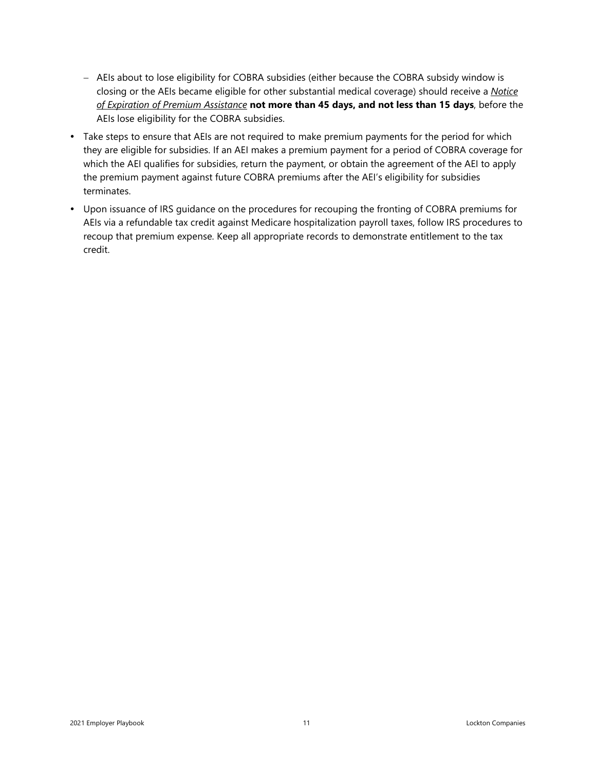- AEIs about to lose eligibility for COBRA subsidies (either because the COBRA subsidy window is closing or the AEIs became eligible for other substantial medical coverage) should receive a *Notice of Expiration of Premium Assistance* **not more than 45 days, and not less than 15 days**, before the AEIs lose eligibility for the COBRA subsidies.

- Take steps to ensure that AEIs are not required to make premium payments for the period for which they are eligible for subsidies. If an AEI makes a premium payment for a period of COBRA coverage for which the AEI qualifies for subsidies, return the payment, or obtain the agreement of the AEI to apply the premium payment against future COBRA premiums after the AEI's eligibility for subsidies terminates.
- Upon issuance of IRS guidance on the procedures for recouping the fronting of COBRA premiums for AEIs via a refundable tax credit against Medicare hospitalization payroll taxes, follow IRS procedures to recoup that premium expense. Keep all appropriate records to demonstrate entitlement to the tax credit.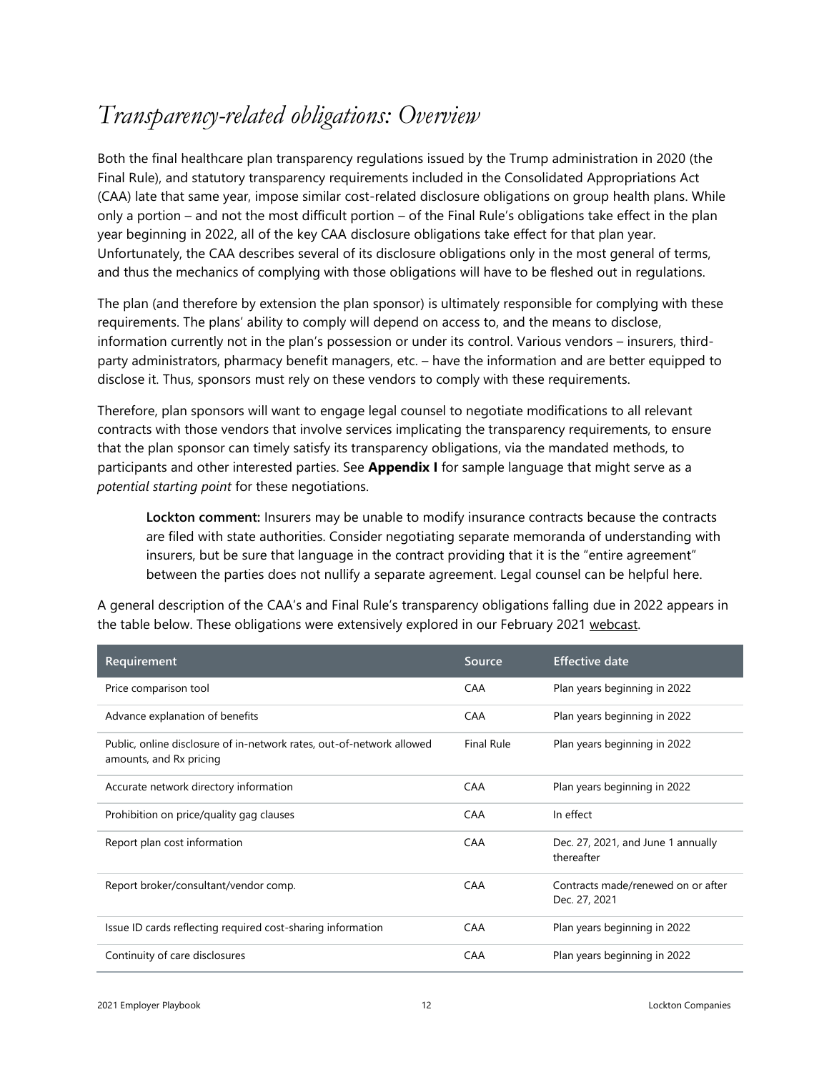# *Transparency-related obligations: Overview*

Both the final healthcare plan transparency regulations issued by the Trump administration in 2020 (the Final Rule), and statutory transparency requirements included in the Consolidated Appropriations Act (CAA) late that same year, impose similar cost-related disclosure obligations on group health plans. While only a portion – and not the most difficult portion – of the Final Rule's obligations take effect in the plan year beginning in 2022, all of the key CAA disclosure obligations take effect for that plan year. Unfortunately, the CAA describes several of its disclosure obligations only in the most general of terms, and thus the mechanics of complying with those obligations will have to be fleshed out in regulations.

The plan (and therefore by extension the plan sponsor) is ultimately responsible for complying with these requirements. The plans' ability to comply will depend on access to, and the means to disclose, information currently not in the plan's possession or under its control. Various vendors – insurers, third-party administrators, pharmacy benefit managers, etc. – have the information and are better equipped to disclose it. Thus, sponsors must rely on these vendors to comply with these requirements.

Therefore, plan sponsors will want to engage legal counsel to negotiate modifications to all relevant contracts with those vendors that involve services implicating the transparency requirements, to ensure that the plan sponsor can timely satisfy its transparency obligations, via the mandated methods, to participants and other interested parties. See **Appendix I** for sample language that might serve as a *potential starting point* for these negotiations.

> **Lockton comment:** Insurers may be unable to modify insurance contracts because the contracts are filed with state authorities. Consider negotiating separate memoranda of understanding with insurers, but be sure that language in the contract providing that it is the "entire agreement" between the parties does not nullify a separate agreement. Legal counsel can be helpful here.

A general description of the CAA's and Final Rule's transparency obligations falling due in 2022 appears in the table below. These obligations were extensively explored in our February 2021 webcast.

| Requirement | Source | Effective date |
|---|---|---|
| Price comparison tool | CAA | Plan years beginning in 2022 |
| Advance explanation of benefits | CAA | Plan years beginning in 2022 |
| Public, online disclosure of in-network rates, out-of-network allowed amounts, and Rx pricing | Final Rule | Plan years beginning in 2022 |
| Accurate network directory information | CAA | Plan years beginning in 2022 |
| Prohibition on price/quality gag clauses | CAA | In effect |
| Report plan cost information | CAA | Dec. 27, 2021, and June 1 annually thereafter |
| Report broker/consultant/vendor comp. | CAA | Contracts made/renewed on or after Dec. 27, 2021 |
| Issue ID cards reflecting required cost-sharing information | CAA | Plan years beginning in 2022 |
| Continuity of care disclosures | CAA | Plan years beginning in 2022 |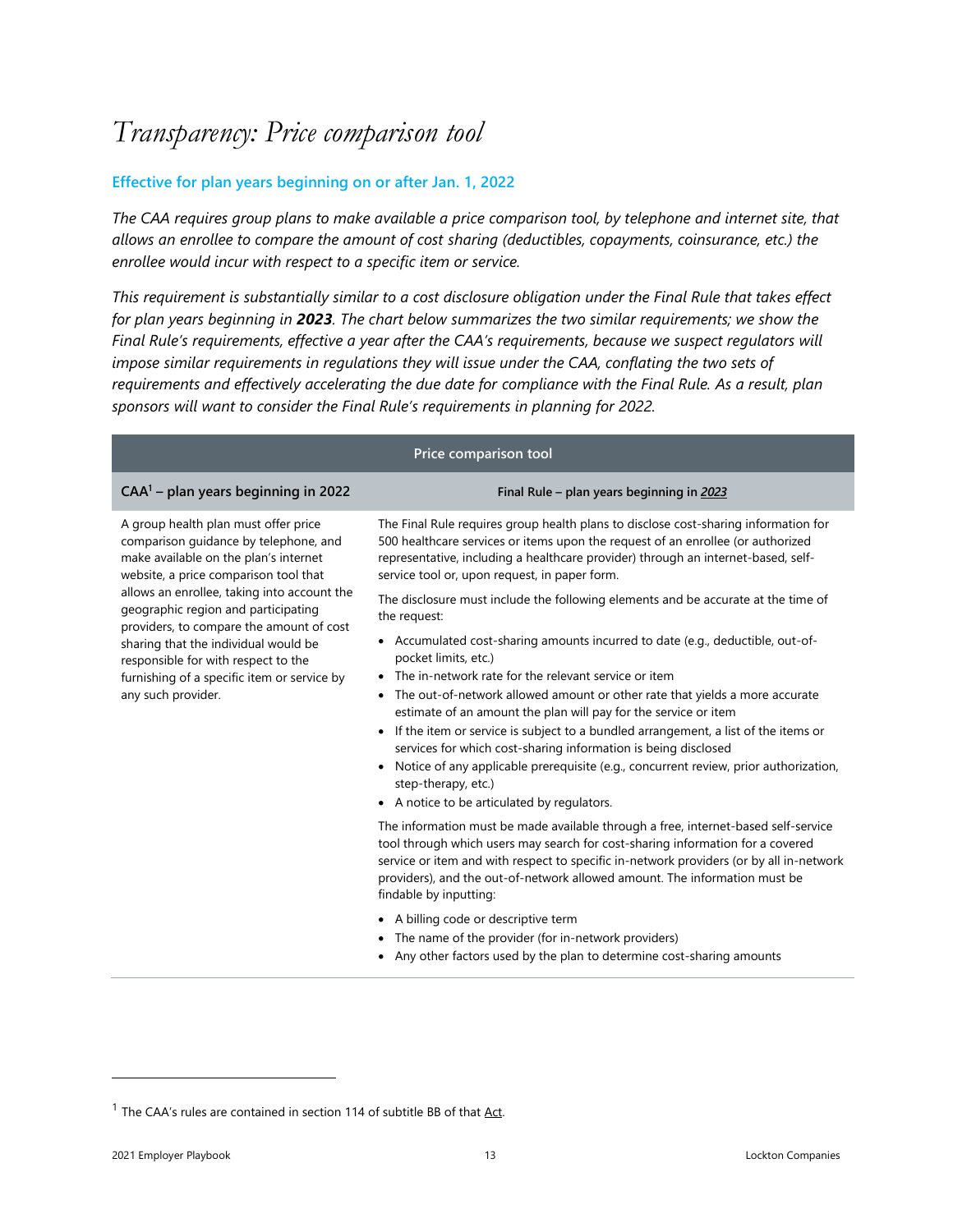# *Transparency: Price comparison tool*

**Effective for plan years beginning on or after Jan. 1, 2022**

*The CAA requires group plans to make available a price comparison tool, by telephone and internet site, that allows an enrollee to compare the amount of cost sharing (deductibles, copayments, coinsurance, etc.) the enrollee would incur with respect to a specific item or service.*

*This requirement is substantially similar to a cost disclosure obligation under the Final Rule that takes effect for plan years beginning in **2023**. The chart below summarizes the two similar requirements; we show the Final Rule's requirements, effective a year after the CAA's requirements, because we suspect regulators will impose similar requirements in regulations they will issue under the CAA, conflating the two sets of requirements and effectively accelerating the due date for compliance with the Final Rule. As a result, plan sponsors will want to consider the Final Rule's requirements in planning for 2022.*

| Price comparison tool | |
|---|---|
| **CAA[1] – plan years beginning in 2022** | **Final Rule – plan years beginning in *2023*** |
| A group health plan must offer price comparison guidance by telephone, and make available on the plan's internet website, a price comparison tool that allows an enrollee, taking into account the geographic region and participating providers, to compare the amount of cost sharing that the individual would be responsible for with respect to the furnishing of a specific item or service by any such provider. | The Final Rule requires group health plans to disclose cost-sharing information for 500 healthcare services or items upon the request of an enrollee (or authorized representative, including a healthcare provider) through an internet-based, self-service tool or, upon request, in paper form.<br><br>The disclosure must include the following elements and be accurate at the time of the request:<br><br>• Accumulated cost-sharing amounts incurred to date (e.g., deductible, out-of-pocket limits, etc.)<br>• The in-network rate for the relevant service or item<br>• The out-of-network allowed amount or other rate that yields a more accurate estimate of an amount the plan will pay for the service or item<br>• If the item or service is subject to a bundled arrangement, a list of the items or services for which cost-sharing information is being disclosed<br>• Notice of any applicable prerequisite (e.g., concurrent review, prior authorization, step-therapy, etc.)<br>• A notice to be articulated by regulators.<br><br>The information must be made available through a free, internet-based self-service tool through which users may search for cost-sharing information for a covered service or item and with respect to specific in-network providers (or by all in-network providers), and the out-of-network allowed amount. The information must be findable by inputting:<br><br>• A billing code or descriptive term<br>• The name of the provider (for in-network providers)<br>• Any other factors used by the plan to determine cost-sharing amounts |

[1] The CAA's rules are contained in section 114 of subtitle BB of that Act.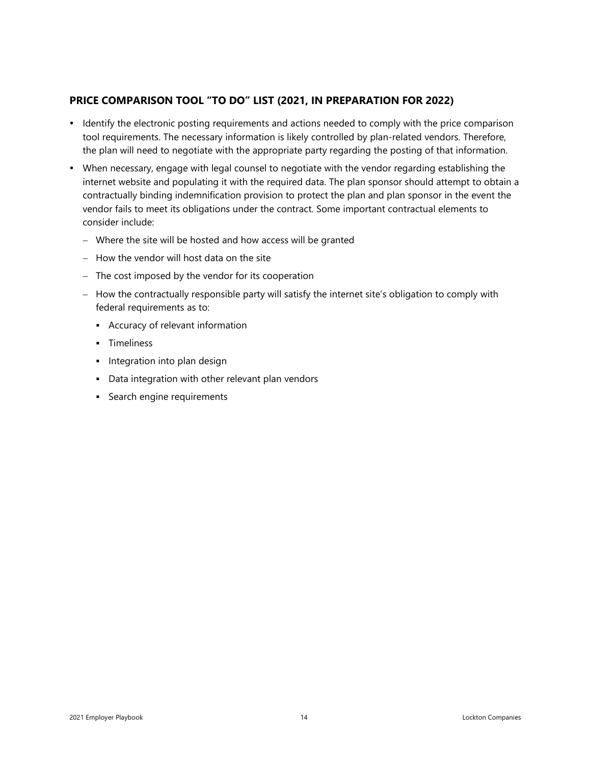## PRICE COMPARISON TOOL "TO DO" LIST (2021, IN PREPARATION FOR 2022)

- Identify the electronic posting requirements and actions needed to comply with the price comparison tool requirements. The necessary information is likely controlled by plan-related vendors. Therefore, the plan will need to negotiate with the appropriate party regarding the posting of that information.
- When necessary, engage with legal counsel to negotiate with the vendor regarding establishing the internet website and populating it with the required data. The plan sponsor should attempt to obtain a contractually binding indemnification provision to protect the plan and plan sponsor in the event the vendor fails to meet its obligations under the contract. Some important contractual elements to consider include:
  - Where the site will be hosted and how access will be granted
  - How the vendor will host data on the site
  - The cost imposed by the vendor for its cooperation
  - How the contractually responsible party will satisfy the internet site's obligation to comply with federal requirements as to:
    - Accuracy of relevant information
    - Timeliness
    - Integration into plan design
    - Data integration with other relevant plan vendors
    - Search engine requirements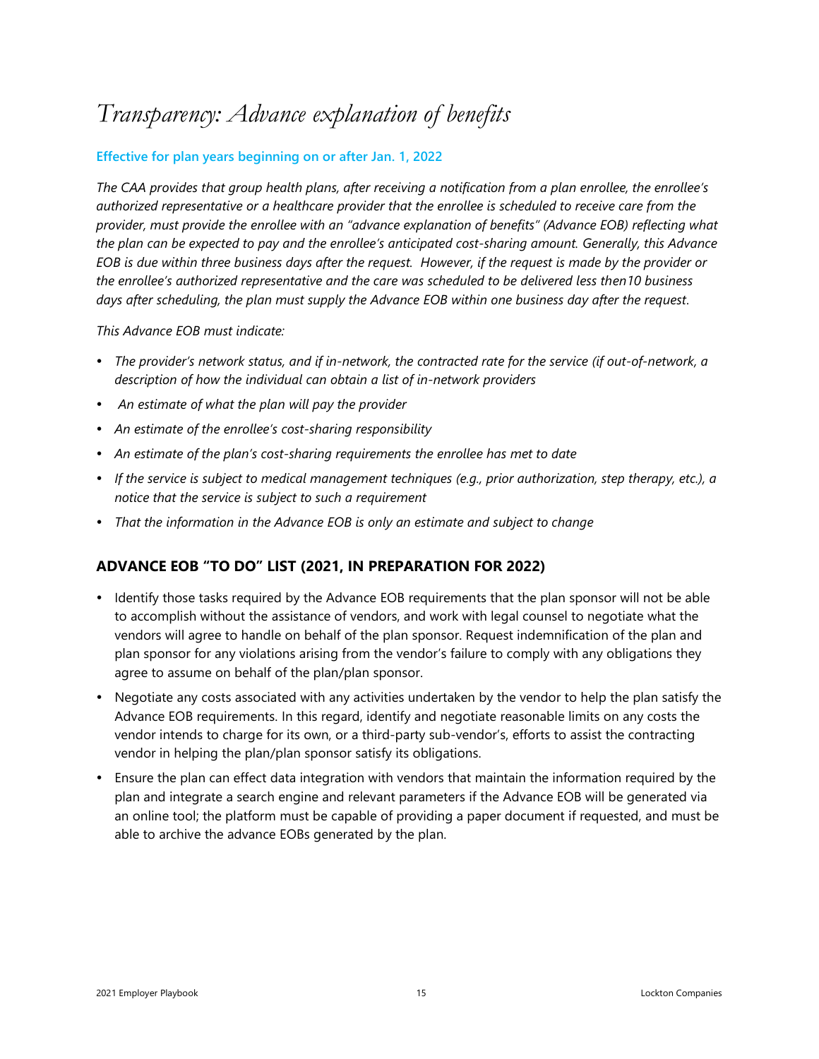# *Transparency: Advance explanation of benefits*

**Effective for plan years beginning on or after Jan. 1, 2022**

*The CAA provides that group health plans, after receiving a notification from a plan enrollee, the enrollee's authorized representative or a healthcare provider that the enrollee is scheduled to receive care from the provider, must provide the enrollee with an "advance explanation of benefits" (Advance EOB) reflecting what the plan can be expected to pay and the enrollee's anticipated cost-sharing amount. Generally, this Advance EOB is due within three business days after the request. However, if the request is made by the provider or the enrollee's authorized representative and the care was scheduled to be delivered less then10 business days after scheduling, the plan must supply the Advance EOB within one business day after the request.*

*This Advance EOB must indicate:*

- *The provider's network status, and if in-network, the contracted rate for the service (if out-of-network, a description of how the individual can obtain a list of in-network providers*
- *An estimate of what the plan will pay the provider*
- *An estimate of the enrollee's cost-sharing responsibility*
- *An estimate of the plan's cost-sharing requirements the enrollee has met to date*
- *If the service is subject to medical management techniques (e.g., prior authorization, step therapy, etc.), a notice that the service is subject to such a requirement*
- *That the information in the Advance EOB is only an estimate and subject to change*

## ADVANCE EOB "TO DO" LIST (2021, IN PREPARATION FOR 2022)

- Identify those tasks required by the Advance EOB requirements that the plan sponsor will not be able to accomplish without the assistance of vendors, and work with legal counsel to negotiate what the vendors will agree to handle on behalf of the plan sponsor. Request indemnification of the plan and plan sponsor for any violations arising from the vendor's failure to comply with any obligations they agree to assume on behalf of the plan/plan sponsor.
- Negotiate any costs associated with any activities undertaken by the vendor to help the plan satisfy the Advance EOB requirements. In this regard, identify and negotiate reasonable limits on any costs the vendor intends to charge for its own, or a third-party sub-vendor's, efforts to assist the contracting vendor in helping the plan/plan sponsor satisfy its obligations.
- Ensure the plan can effect data integration with vendors that maintain the information required by the plan and integrate a search engine and relevant parameters if the Advance EOB will be generated via an online tool; the platform must be capable of providing a paper document if requested, and must be able to archive the advance EOBs generated by the plan.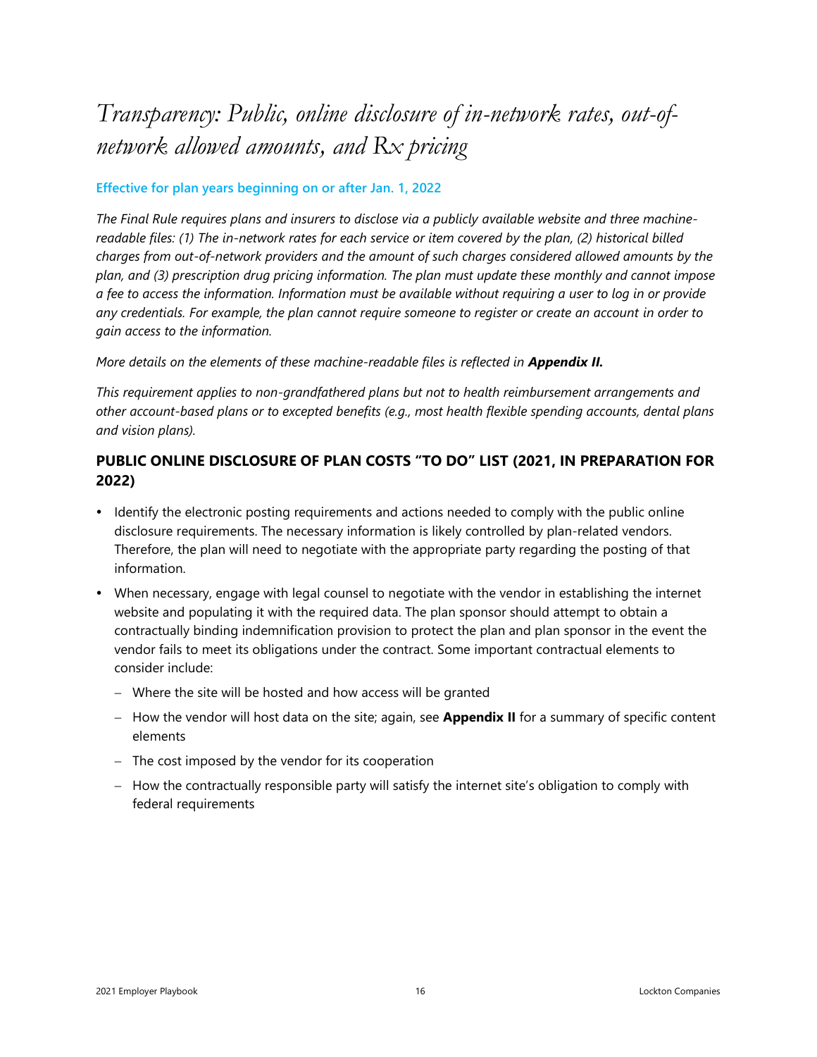# *Transparency: Public, online disclosure of in-network rates, out-of-network allowed amounts, and Rx pricing*

**Effective for plan years beginning on or after Jan. 1, 2022**

*The Final Rule requires plans and insurers to disclose via a publicly available website and three machine-readable files: (1) The in-network rates for each service or item covered by the plan, (2) historical billed charges from out-of-network providers and the amount of such charges considered allowed amounts by the plan, and (3) prescription drug pricing information. The plan must update these monthly and cannot impose a fee to access the information. Information must be available without requiring a user to log in or provide any credentials. For example, the plan cannot require someone to register or create an account in order to gain access to the information.*

*More details on the elements of these machine-readable files is reflected in* ***Appendix II.***

*This requirement applies to non-grandfathered plans but not to health reimbursement arrangements and other account-based plans or to excepted benefits (e.g., most health flexible spending accounts, dental plans and vision plans).*

## PUBLIC ONLINE DISCLOSURE OF PLAN COSTS "TO DO" LIST (2021, IN PREPARATION FOR 2022)

- Identify the electronic posting requirements and actions needed to comply with the public online disclosure requirements. The necessary information is likely controlled by plan-related vendors. Therefore, the plan will need to negotiate with the appropriate party regarding the posting of that information.
- When necessary, engage with legal counsel to negotiate with the vendor in establishing the internet website and populating it with the required data. The plan sponsor should attempt to obtain a contractually binding indemnification provision to protect the plan and plan sponsor in the event the vendor fails to meet its obligations under the contract. Some important contractual elements to consider include:
  - Where the site will be hosted and how access will be granted
  - How the vendor will host data on the site; again, see **Appendix II** for a summary of specific content elements
  - The cost imposed by the vendor for its cooperation
  - How the contractually responsible party will satisfy the internet site's obligation to comply with federal requirements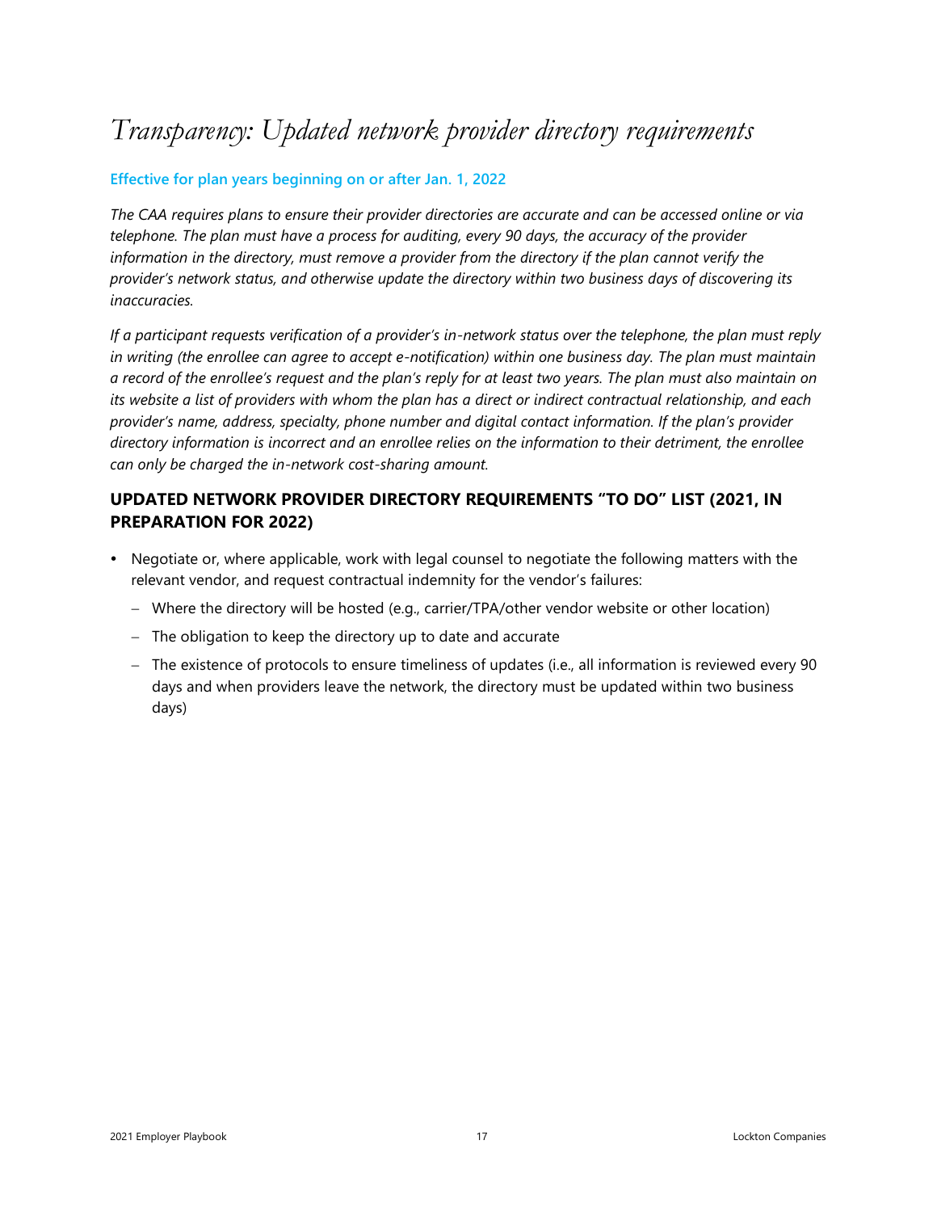# Transparency: Updated network provider directory requirements

**Effective for plan years beginning on or after Jan. 1, 2022**

*The CAA requires plans to ensure their provider directories are accurate and can be accessed online or via telephone. The plan must have a process for auditing, every 90 days, the accuracy of the provider information in the directory, must remove a provider from the directory if the plan cannot verify the provider's network status, and otherwise update the directory within two business days of discovering its inaccuracies.*

*If a participant requests verification of a provider's in-network status over the telephone, the plan must reply in writing (the enrollee can agree to accept e-notification) within one business day. The plan must maintain a record of the enrollee's request and the plan's reply for at least two years. The plan must also maintain on its website a list of providers with whom the plan has a direct or indirect contractual relationship, and each provider's name, address, specialty, phone number and digital contact information. If the plan's provider directory information is incorrect and an enrollee relies on the information to their detriment, the enrollee can only be charged the in-network cost-sharing amount.*

## UPDATED NETWORK PROVIDER DIRECTORY REQUIREMENTS "TO DO" LIST (2021, IN PREPARATION FOR 2022)

- Negotiate or, where applicable, work with legal counsel to negotiate the following matters with the relevant vendor, and request contractual indemnity for the vendor's failures:
  - Where the directory will be hosted (e.g., carrier/TPA/other vendor website or other location)
  - The obligation to keep the directory up to date and accurate
  - The existence of protocols to ensure timeliness of updates (i.e., all information is reviewed every 90 days and when providers leave the network, the directory must be updated within two business days)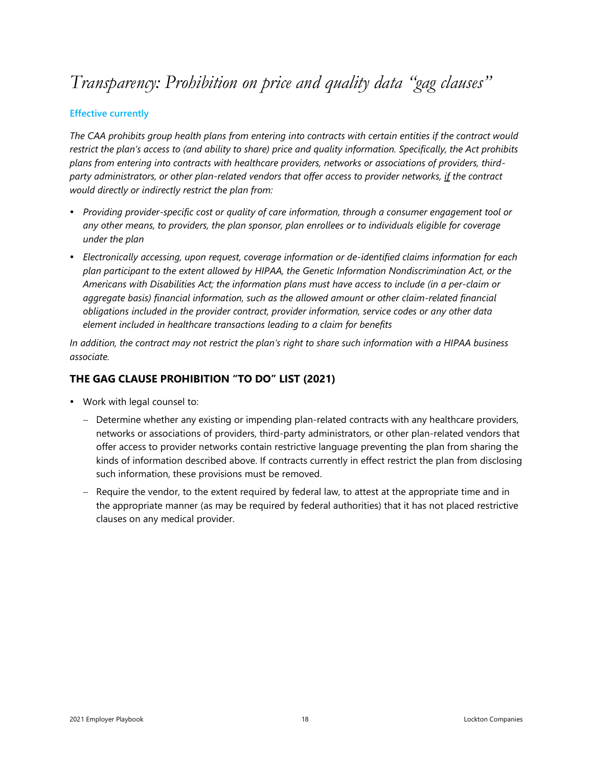# *Transparency: Prohibition on price and quality data "gag clauses"*

**Effective currently**

*The CAA prohibits group health plans from entering into contracts with certain entities if the contract would restrict the plan's access to (and ability to share) price and quality information. Specifically, the Act prohibits plans from entering into contracts with healthcare providers, networks or associations of providers, third-party administrators, or other plan-related vendors that offer access to provider networks, if the contract would directly or indirectly restrict the plan from:*

- *Providing provider-specific cost or quality of care information, through a consumer engagement tool or any other means, to providers, the plan sponsor, plan enrollees or to individuals eligible for coverage under the plan*
- *Electronically accessing, upon request, coverage information or de-identified claims information for each plan participant to the extent allowed by HIPAA, the Genetic Information Nondiscrimination Act, or the Americans with Disabilities Act; the information plans must have access to include (in a per-claim or aggregate basis) financial information, such as the allowed amount or other claim-related financial obligations included in the provider contract, provider information, service codes or any other data element included in healthcare transactions leading to a claim for benefits*

*In addition, the contract may not restrict the plan's right to share such information with a HIPAA business associate.*

## THE GAG CLAUSE PROHIBITION "TO DO" LIST (2021)

- Work with legal counsel to:
  - Determine whether any existing or impending plan-related contracts with any healthcare providers, networks or associations of providers, third-party administrators, or other plan-related vendors that offer access to provider networks contain restrictive language preventing the plan from sharing the kinds of information described above. If contracts currently in effect restrict the plan from disclosing such information, these provisions must be removed.
  - Require the vendor, to the extent required by federal law, to attest at the appropriate time and in the appropriate manner (as may be required by federal authorities) that it has not placed restrictive clauses on any medical provider.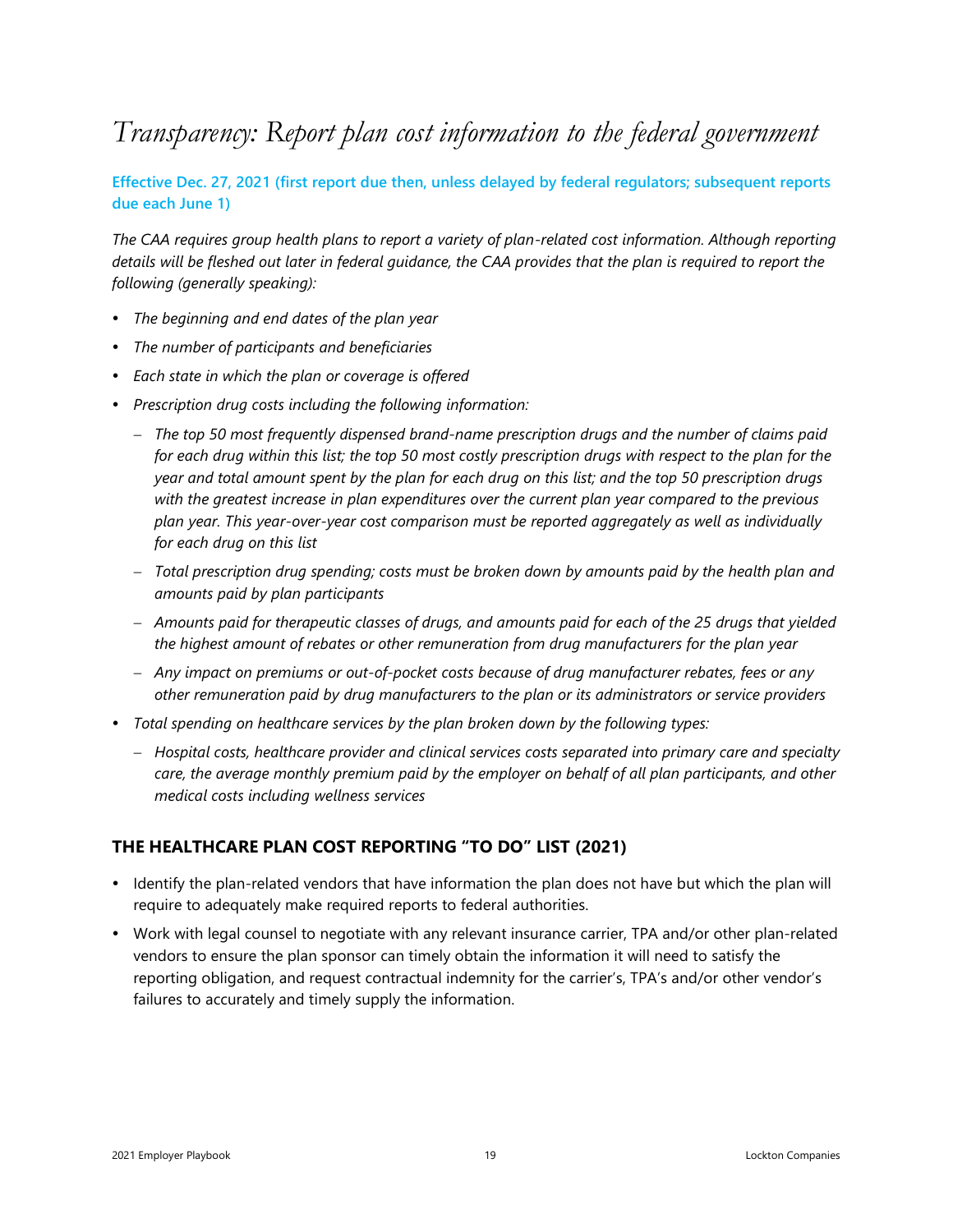# *Transparency: Report plan cost information to the federal government*

**Effective Dec. 27, 2021 (first report due then, unless delayed by federal regulators; subsequent reports due each June 1)**

*The CAA requires group health plans to report a variety of plan-related cost information. Although reporting details will be fleshed out later in federal guidance, the CAA provides that the plan is required to report the following (generally speaking):*

- *The beginning and end dates of the plan year*
- *The number of participants and beneficiaries*
- *Each state in which the plan or coverage is offered*
- *Prescription drug costs including the following information:*
  - *The top 50 most frequently dispensed brand-name prescription drugs and the number of claims paid for each drug within this list; the top 50 most costly prescription drugs with respect to the plan for the year and total amount spent by the plan for each drug on this list; and the top 50 prescription drugs with the greatest increase in plan expenditures over the current plan year compared to the previous plan year. This year-over-year cost comparison must be reported aggregately as well as individually for each drug on this list*
  - *Total prescription drug spending; costs must be broken down by amounts paid by the health plan and amounts paid by plan participants*
  - *Amounts paid for therapeutic classes of drugs, and amounts paid for each of the 25 drugs that yielded the highest amount of rebates or other remuneration from drug manufacturers for the plan year*
  - *Any impact on premiums or out-of-pocket costs because of drug manufacturer rebates, fees or any other remuneration paid by drug manufacturers to the plan or its administrators or service providers*
- *Total spending on healthcare services by the plan broken down by the following types:*
  - *Hospital costs, healthcare provider and clinical services costs separated into primary care and specialty care, the average monthly premium paid by the employer on behalf of all plan participants, and other medical costs including wellness services*

## THE HEALTHCARE PLAN COST REPORTING "TO DO" LIST (2021)

- Identify the plan-related vendors that have information the plan does not have but which the plan will require to adequately make required reports to federal authorities.
- Work with legal counsel to negotiate with any relevant insurance carrier, TPA and/or other plan-related vendors to ensure the plan sponsor can timely obtain the information it will need to satisfy the reporting obligation, and request contractual indemnity for the carrier's, TPA's and/or other vendor's failures to accurately and timely supply the information.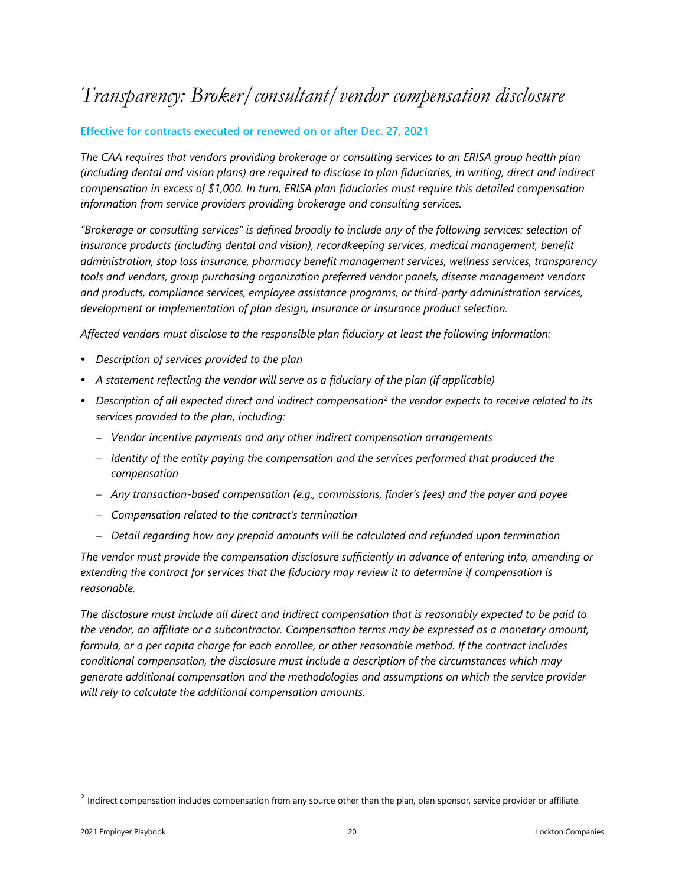# Transparency: Broker/consultant/vendor compensation disclosure

**Effective for contracts executed or renewed on or after Dec. 27, 2021**

*The CAA requires that vendors providing brokerage or consulting services to an ERISA group health plan (including dental and vision plans) are required to disclose to plan fiduciaries, in writing, direct and indirect compensation in excess of $1,000. In turn, ERISA plan fiduciaries must require this detailed compensation information from service providers providing brokerage and consulting services.*

*"Brokerage or consulting services" is defined broadly to include any of the following services: selection of insurance products (including dental and vision), recordkeeping services, medical management, benefit administration, stop loss insurance, pharmacy benefit management services, wellness services, transparency tools and vendors, group purchasing organization preferred vendor panels, disease management vendors and products, compliance services, employee assistance programs, or third-party administration services, development or implementation of plan design, insurance or insurance product selection.*

*Affected vendors must disclose to the responsible plan fiduciary at least the following information:*

- *Description of services provided to the plan*
- *A statement reflecting the vendor will serve as a fiduciary of the plan (if applicable)*
- *Description of all expected direct and indirect compensation*[2] *the vendor expects to receive related to its services provided to the plan, including:*
  - *Vendor incentive payments and any other indirect compensation arrangements*
  - *Identity of the entity paying the compensation and the services performed that produced the compensation*
  - *Any transaction-based compensation (e.g., commissions, finder's fees) and the payer and payee*
  - *Compensation related to the contract's termination*
  - *Detail regarding how any prepaid amounts will be calculated and refunded upon termination*

*The vendor must provide the compensation disclosure sufficiently in advance of entering into, amending or extending the contract for services that the fiduciary may review it to determine if compensation is reasonable.*

*The disclosure must include all direct and indirect compensation that is reasonably expected to be paid to the vendor, an affiliate or a subcontractor. Compensation terms may be expressed as a monetary amount, formula, or a per capita charge for each enrollee, or other reasonable method. If the contract includes conditional compensation, the disclosure must include a description of the circumstances which may generate additional compensation and the methodologies and assumptions on which the service provider will rely to calculate the additional compensation amounts.*

---

[2] Indirect compensation includes compensation from any source other than the plan, plan sponsor, service provider or affiliate.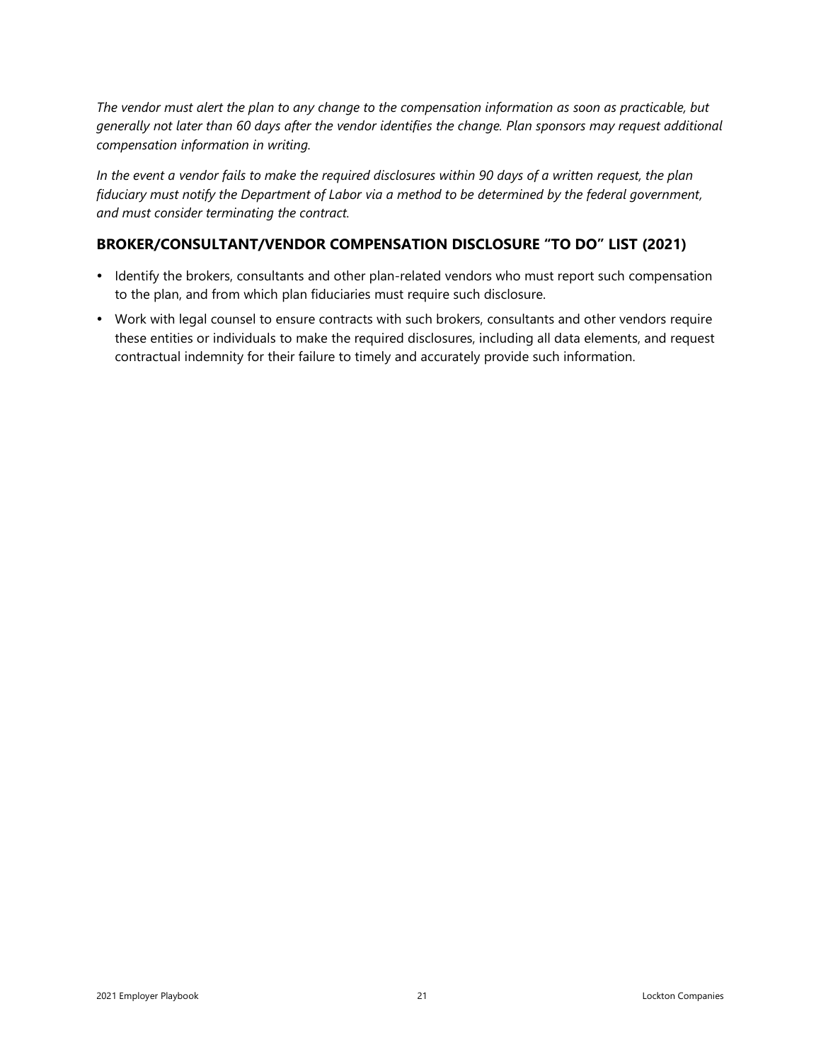*The vendor must alert the plan to any change to the compensation information as soon as practicable, but generally not later than 60 days after the vendor identifies the change. Plan sponsors may request additional compensation information in writing.*

*In the event a vendor fails to make the required disclosures within 90 days of a written request, the plan fiduciary must notify the Department of Labor via a method to be determined by the federal government, and must consider terminating the contract.*

### BROKER/CONSULTANT/VENDOR COMPENSATION DISCLOSURE "TO DO" LIST (2021)

- Identify the brokers, consultants and other plan-related vendors who must report such compensation to the plan, and from which plan fiduciaries must require such disclosure.
- Work with legal counsel to ensure contracts with such brokers, consultants and other vendors require these entities or individuals to make the required disclosures, including all data elements, and request contractual indemnity for their failure to timely and accurately provide such information.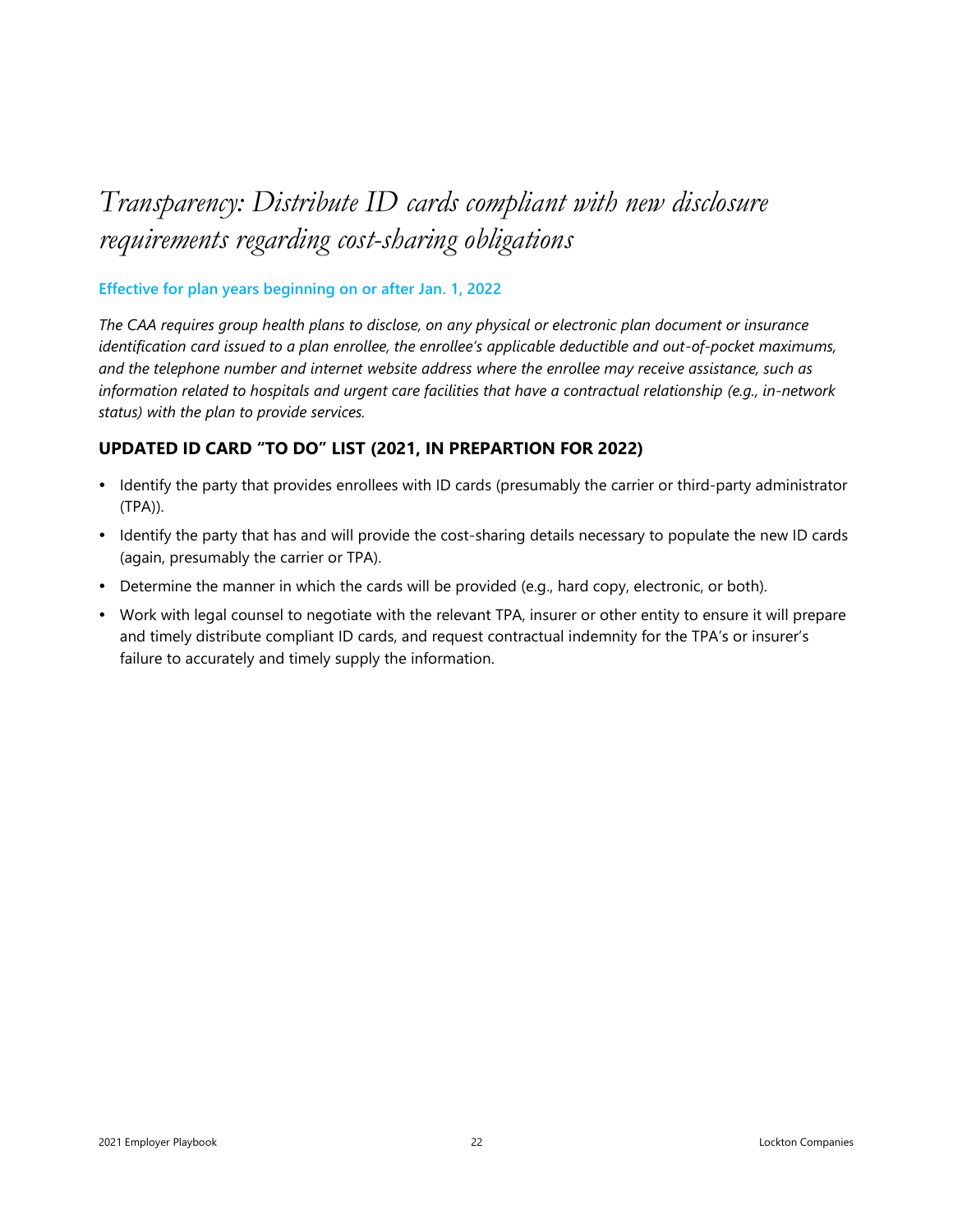# *Transparency: Distribute ID cards compliant with new disclosure requirements regarding cost-sharing obligations*

**Effective for plan years beginning on or after Jan. 1, 2022**

*The CAA requires group health plans to disclose, on any physical or electronic plan document or insurance identification card issued to a plan enrollee, the enrollee's applicable deductible and out-of-pocket maximums, and the telephone number and internet website address where the enrollee may receive assistance, such as information related to hospitals and urgent care facilities that have a contractual relationship (e.g., in-network status) with the plan to provide services.*

## UPDATED ID CARD "TO DO" LIST (2021, IN PREPARTION FOR 2022)

- Identify the party that provides enrollees with ID cards (presumably the carrier or third-party administrator (TPA)).
- Identify the party that has and will provide the cost-sharing details necessary to populate the new ID cards (again, presumably the carrier or TPA).
- Determine the manner in which the cards will be provided (e.g., hard copy, electronic, or both).
- Work with legal counsel to negotiate with the relevant TPA, insurer or other entity to ensure it will prepare and timely distribute compliant ID cards, and request contractual indemnity for the TPA's or insurer's failure to accurately and timely supply the information.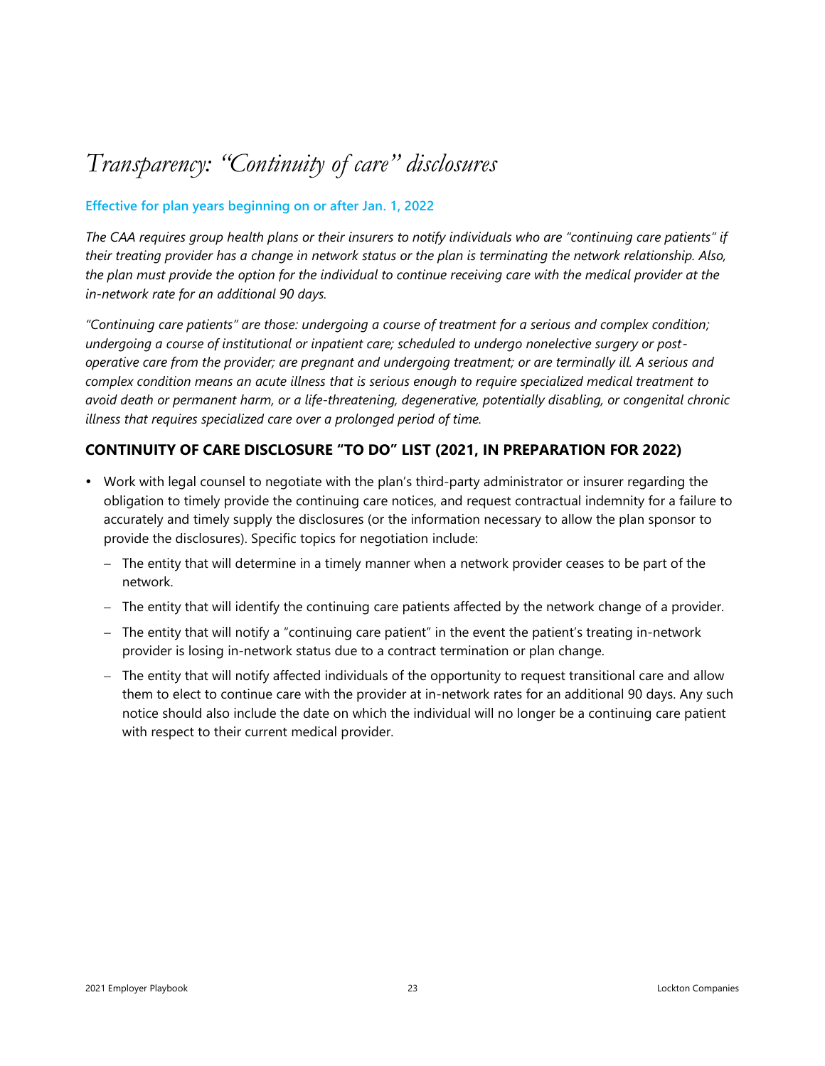# *Transparency: "Continuity of care" disclosures*

**Effective for plan years beginning on or after Jan. 1, 2022**

*The CAA requires group health plans or their insurers to notify individuals who are "continuing care patients" if their treating provider has a change in network status or the plan is terminating the network relationship. Also, the plan must provide the option for the individual to continue receiving care with the medical provider at the in-network rate for an additional 90 days.*

*"Continuing care patients" are those: undergoing a course of treatment for a serious and complex condition; undergoing a course of institutional or inpatient care; scheduled to undergo nonelective surgery or post-operative care from the provider; are pregnant and undergoing treatment; or are terminally ill. A serious and complex condition means an acute illness that is serious enough to require specialized medical treatment to avoid death or permanent harm, or a life-threatening, degenerative, potentially disabling, or congenital chronic illness that requires specialized care over a prolonged period of time.*

## CONTINUITY OF CARE DISCLOSURE "TO DO" LIST (2021, IN PREPARATION FOR 2022)

- Work with legal counsel to negotiate with the plan's third-party administrator or insurer regarding the obligation to timely provide the continuing care notices, and request contractual indemnity for a failure to accurately and timely supply the disclosures (or the information necessary to allow the plan sponsor to provide the disclosures). Specific topics for negotiation include:
  - The entity that will determine in a timely manner when a network provider ceases to be part of the network.
  - The entity that will identify the continuing care patients affected by the network change of a provider.
  - The entity that will notify a "continuing care patient" in the event the patient's treating in-network provider is losing in-network status due to a contract termination or plan change.
  - The entity that will notify affected individuals of the opportunity to request transitional care and allow them to elect to continue care with the provider at in-network rates for an additional 90 days. Any such notice should also include the date on which the individual will no longer be a continuing care patient with respect to their current medical provider.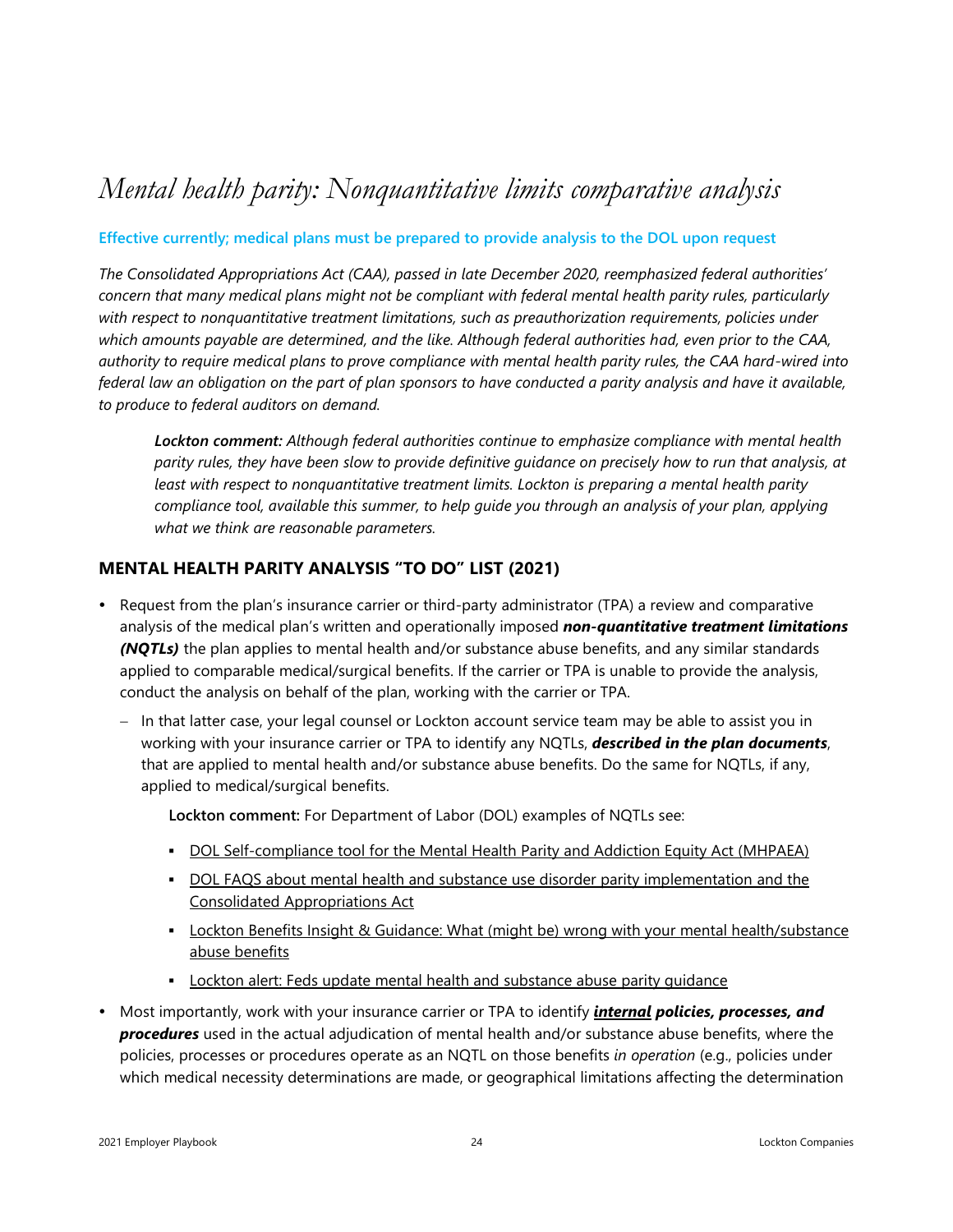# *Mental health parity: Nonquantitative limits comparative analysis*

**Effective currently; medical plans must be prepared to provide analysis to the DOL upon request**

*The Consolidated Appropriations Act (CAA), passed in late December 2020, reemphasized federal authorities' concern that many medical plans might not be compliant with federal mental health parity rules, particularly with respect to nonquantitative treatment limitations, such as preauthorization requirements, policies under which amounts payable are determined, and the like. Although federal authorities had, even prior to the CAA, authority to require medical plans to prove compliance with mental health parity rules, the CAA hard-wired into federal law an obligation on the part of plan sponsors to have conducted a parity analysis and have it available, to produce to federal auditors on demand.*

> ***Lockton comment:*** *Although federal authorities continue to emphasize compliance with mental health parity rules, they have been slow to provide definitive guidance on precisely how to run that analysis, at least with respect to nonquantitative treatment limits. Lockton is preparing a mental health parity compliance tool, available this summer, to help guide you through an analysis of your plan, applying what we think are reasonable parameters.*

## MENTAL HEALTH PARITY ANALYSIS "TO DO" LIST (2021)

- Request from the plan's insurance carrier or third-party administrator (TPA) a review and comparative analysis of the medical plan's written and operationally imposed ***non-quantitative treatment limitations (NQTLs)*** the plan applies to mental health and/or substance abuse benefits, and any similar standards applied to comparable medical/surgical benefits. If the carrier or TPA is unable to provide the analysis, conduct the analysis on behalf of the plan, working with the carrier or TPA.
  - In that latter case, your legal counsel or Lockton account service team may be able to assist you in working with your insurance carrier or TPA to identify any NQTLs, ***described in the plan documents***, that are applied to mental health and/or substance abuse benefits. Do the same for NQTLs, if any, applied to medical/surgical benefits.

    **Lockton comment:** For Department of Labor (DOL) examples of NQTLs see:

    - DOL Self-compliance tool for the Mental Health Parity and Addiction Equity Act (MHPAEA)
    - DOL FAQS about mental health and substance use disorder parity implementation and the Consolidated Appropriations Act
    - Lockton Benefits Insight & Guidance: What (might be) wrong with your mental health/substance abuse benefits
    - Lockton alert: Feds update mental health and substance abuse parity guidance
- Most importantly, work with your insurance carrier or TPA to identify ***internal policies, processes, and procedures*** used in the actual adjudication of mental health and/or substance abuse benefits, where the policies, processes or procedures operate as an NQTL on those benefits *in operation* (e.g., policies under which medical necessity determinations are made, or geographical limitations affecting the determination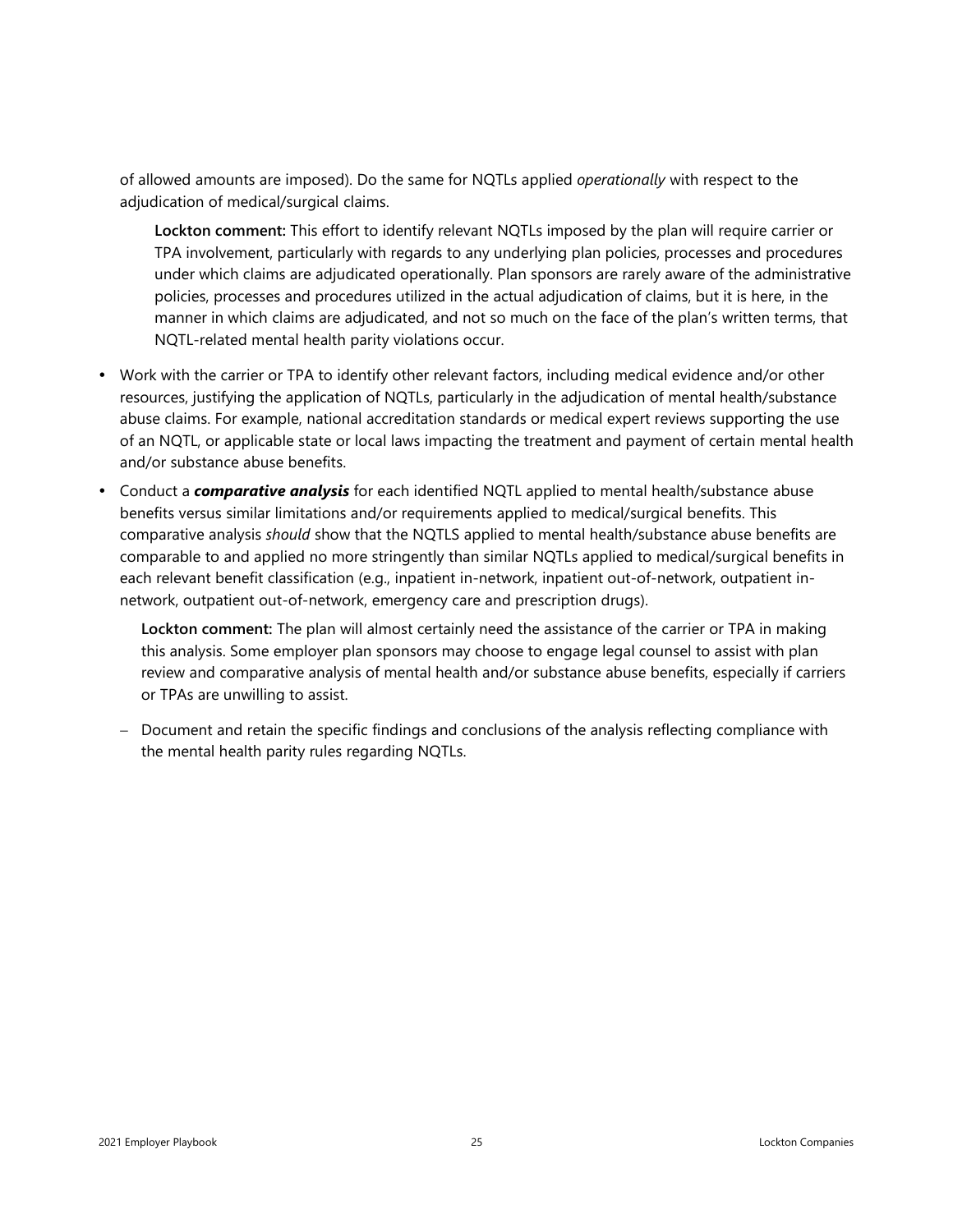of allowed amounts are imposed). Do the same for NQTLs applied *operationally* with respect to the adjudication of medical/surgical claims.

> **Lockton comment:** This effort to identify relevant NQTLs imposed by the plan will require carrier or TPA involvement, particularly with regards to any underlying plan policies, processes and procedures under which claims are adjudicated operationally. Plan sponsors are rarely aware of the administrative policies, processes and procedures utilized in the actual adjudication of claims, but it is here, in the manner in which claims are adjudicated, and not so much on the face of the plan's written terms, that NQTL-related mental health parity violations occur.

- Work with the carrier or TPA to identify other relevant factors, including medical evidence and/or other resources, justifying the application of NQTLs, particularly in the adjudication of mental health/substance abuse claims. For example, national accreditation standards or medical expert reviews supporting the use of an NQTL, or applicable state or local laws impacting the treatment and payment of certain mental health and/or substance abuse benefits.
- Conduct a ***comparative analysis*** for each identified NQTL applied to mental health/substance abuse benefits versus similar limitations and/or requirements applied to medical/surgical benefits. This comparative analysis *should* show that the NQTLS applied to mental health/substance abuse benefits are comparable to and applied no more stringently than similar NQTLs applied to medical/surgical benefits in each relevant benefit classification (e.g., inpatient in-network, inpatient out-of-network, outpatient in-network, outpatient out-of-network, emergency care and prescription drugs).

> **Lockton comment:** The plan will almost certainly need the assistance of the carrier or TPA in making this analysis. Some employer plan sponsors may choose to engage legal counsel to assist with plan review and comparative analysis of mental health and/or substance abuse benefits, especially if carriers or TPAs are unwilling to assist.

  - Document and retain the specific findings and conclusions of the analysis reflecting compliance with the mental health parity rules regarding NQTLs.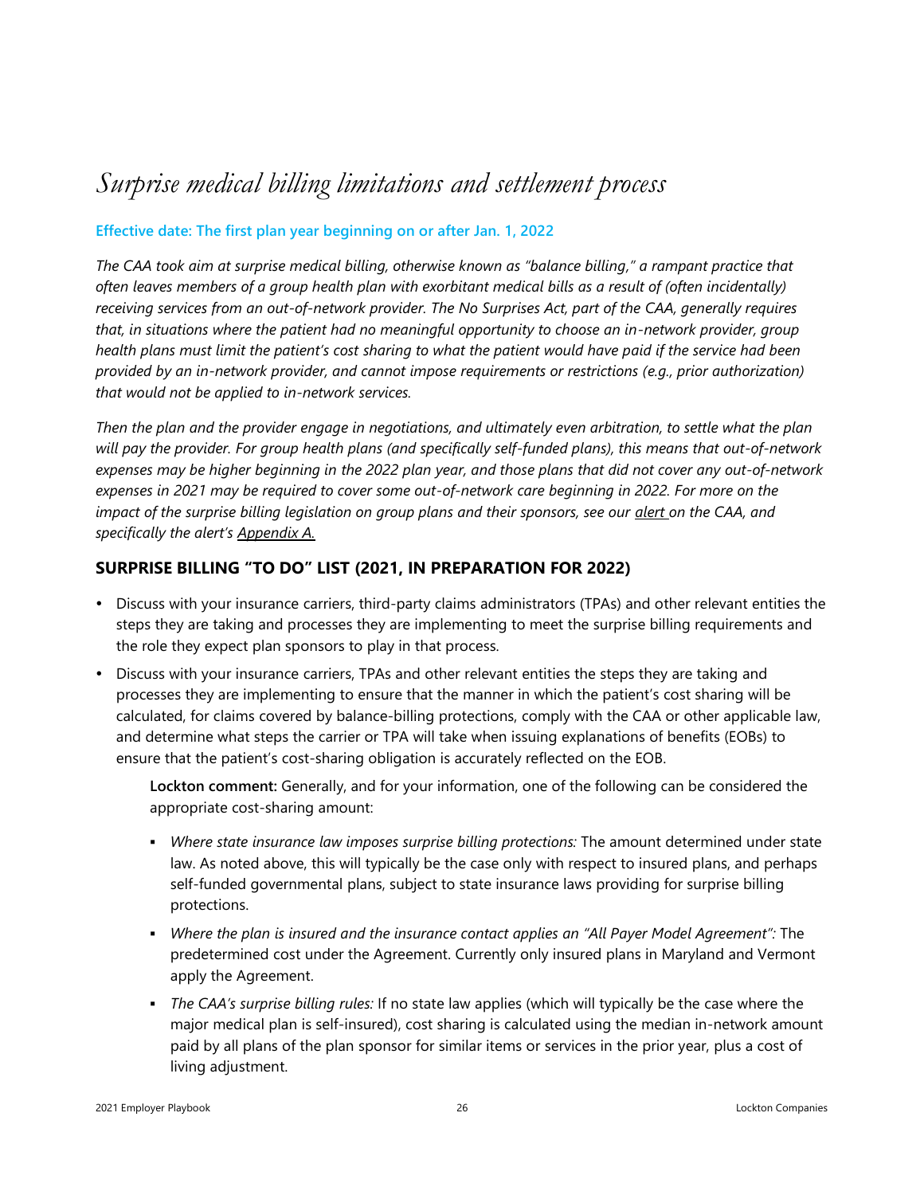# *Surprise medical billing limitations and settlement process*

**Effective date: The first plan year beginning on or after Jan. 1, 2022**

*The CAA took aim at surprise medical billing, otherwise known as "balance billing," a rampant practice that often leaves members of a group health plan with exorbitant medical bills as a result of (often incidentally) receiving services from an out-of-network provider. The No Surprises Act, part of the CAA, generally requires that, in situations where the patient had no meaningful opportunity to choose an in-network provider, group health plans must limit the patient's cost sharing to what the patient would have paid if the service had been provided by an in-network provider, and cannot impose requirements or restrictions (e.g., prior authorization) that would not be applied to in-network services.*

*Then the plan and the provider engage in negotiations, and ultimately even arbitration, to settle what the plan will pay the provider. For group health plans (and specifically self-funded plans), this means that out-of-network expenses may be higher beginning in the 2022 plan year, and those plans that did not cover any out-of-network expenses in 2021 may be required to cover some out-of-network care beginning in 2022. For more on the impact of the surprise billing legislation on group plans and their sponsors, see our alert on the CAA, and specifically the alert's Appendix A.*

## SURPRISE BILLING "TO DO" LIST (2021, IN PREPARATION FOR 2022)

- Discuss with your insurance carriers, third-party claims administrators (TPAs) and other relevant entities the steps they are taking and processes they are implementing to meet the surprise billing requirements and the role they expect plan sponsors to play in that process.
- Discuss with your insurance carriers, TPAs and other relevant entities the steps they are taking and processes they are implementing to ensure that the manner in which the patient's cost sharing will be calculated, for claims covered by balance-billing protections, comply with the CAA or other applicable law, and determine what steps the carrier or TPA will take when issuing explanations of benefits (EOBs) to ensure that the patient's cost-sharing obligation is accurately reflected on the EOB.

  **Lockton comment:** Generally, and for your information, one of the following can be considered the appropriate cost-sharing amount:

  - *Where state insurance law imposes surprise billing protections:* The amount determined under state law. As noted above, this will typically be the case only with respect to insured plans, and perhaps self-funded governmental plans, subject to state insurance laws providing for surprise billing protections.
  - *Where the plan is insured and the insurance contact applies an "All Payer Model Agreement":* The predetermined cost under the Agreement. Currently only insured plans in Maryland and Vermont apply the Agreement.
  - *The CAA's surprise billing rules:* If no state law applies (which will typically be the case where the major medical plan is self-insured), cost sharing is calculated using the median in-network amount paid by all plans of the plan sponsor for similar items or services in the prior year, plus a cost of living adjustment.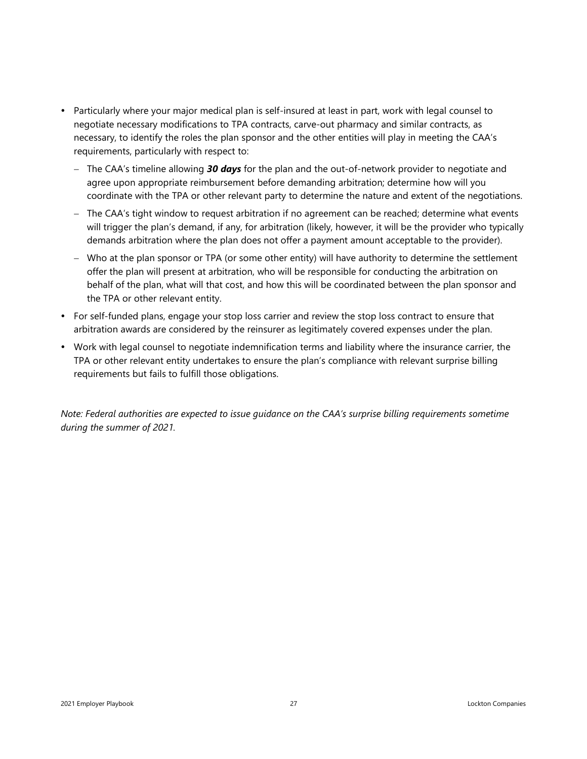- Particularly where your major medical plan is self-insured at least in part, work with legal counsel to negotiate necessary modifications to TPA contracts, carve-out pharmacy and similar contracts, as necessary, to identify the roles the plan sponsor and the other entities will play in meeting the CAA's requirements, particularly with respect to:
  - The CAA's timeline allowing ***30 days*** for the plan and the out-of-network provider to negotiate and agree upon appropriate reimbursement before demanding arbitration; determine how will you coordinate with the TPA or other relevant party to determine the nature and extent of the negotiations.
  - The CAA's tight window to request arbitration if no agreement can be reached; determine what events will trigger the plan's demand, if any, for arbitration (likely, however, it will be the provider who typically demands arbitration where the plan does not offer a payment amount acceptable to the provider).
  - Who at the plan sponsor or TPA (or some other entity) will have authority to determine the settlement offer the plan will present at arbitration, who will be responsible for conducting the arbitration on behalf of the plan, what will that cost, and how this will be coordinated between the plan sponsor and the TPA or other relevant entity.
- For self-funded plans, engage your stop loss carrier and review the stop loss contract to ensure that arbitration awards are considered by the reinsurer as legitimately covered expenses under the plan.
- Work with legal counsel to negotiate indemnification terms and liability where the insurance carrier, the TPA or other relevant entity undertakes to ensure the plan's compliance with relevant surprise billing requirements but fails to fulfill those obligations.

*Note: Federal authorities are expected to issue guidance on the CAA's surprise billing requirements sometime during the summer of 2021.*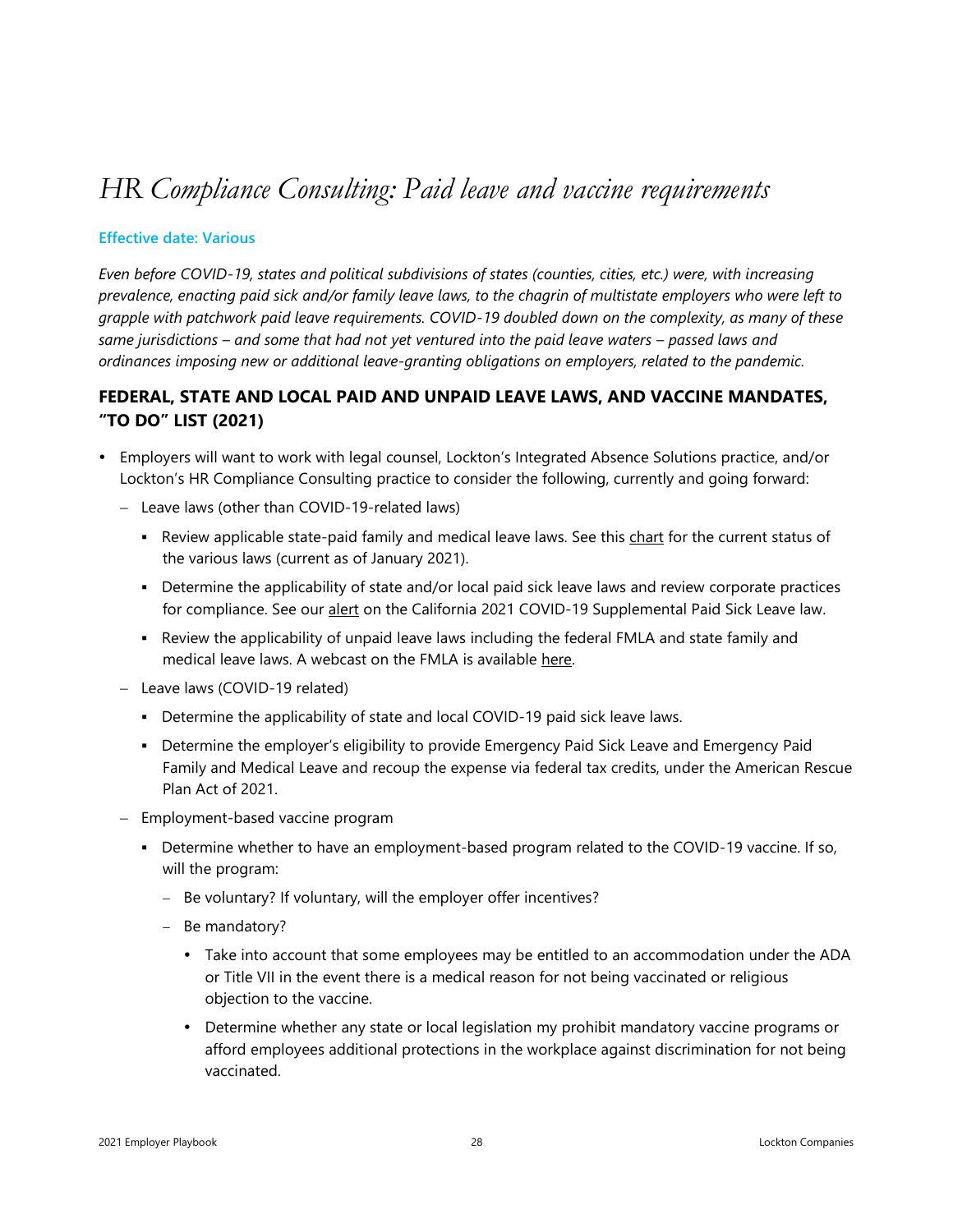# *HR Compliance Consulting: Paid leave and vaccine requirements*

**Effective date: Various**

*Even before COVID-19, states and political subdivisions of states (counties, cities, etc.) were, with increasing prevalence, enacting paid sick and/or family leave laws, to the chagrin of multistate employers who were left to grapple with patchwork paid leave requirements. COVID-19 doubled down on the complexity, as many of these same jurisdictions – and some that had not yet ventured into the paid leave waters – passed laws and ordinances imposing new or additional leave-granting obligations on employers, related to the pandemic.*

## FEDERAL, STATE AND LOCAL PAID AND UNPAID LEAVE LAWS, AND VACCINE MANDATES, "TO DO" LIST (2021)

- Employers will want to work with legal counsel, Lockton's Integrated Absence Solutions practice, and/or Lockton's HR Compliance Consulting practice to consider the following, currently and going forward:
  - Leave laws (other than COVID-19-related laws)
    - Review applicable state-paid family and medical leave laws. See this chart for the current status of the various laws (current as of January 2021).
    - Determine the applicability of state and/or local paid sick leave laws and review corporate practices for compliance. See our alert on the California 2021 COVID-19 Supplemental Paid Sick Leave law.
    - Review the applicability of unpaid leave laws including the federal FMLA and state family and medical leave laws. A webcast on the FMLA is available here.
  - Leave laws (COVID-19 related)
    - Determine the applicability of state and local COVID-19 paid sick leave laws.
    - Determine the employer's eligibility to provide Emergency Paid Sick Leave and Emergency Paid Family and Medical Leave and recoup the expense via federal tax credits, under the American Rescue Plan Act of 2021.
  - Employment-based vaccine program
    - Determine whether to have an employment-based program related to the COVID-19 vaccine. If so, will the program:
      - Be voluntary? If voluntary, will the employer offer incentives?
      - Be mandatory?
        - Take into account that some employees may be entitled to an accommodation under the ADA or Title VII in the event there is a medical reason for not being vaccinated or religious objection to the vaccine.
        - Determine whether any state or local legislation my prohibit mandatory vaccine programs or afford employees additional protections in the workplace against discrimination for not being vaccinated.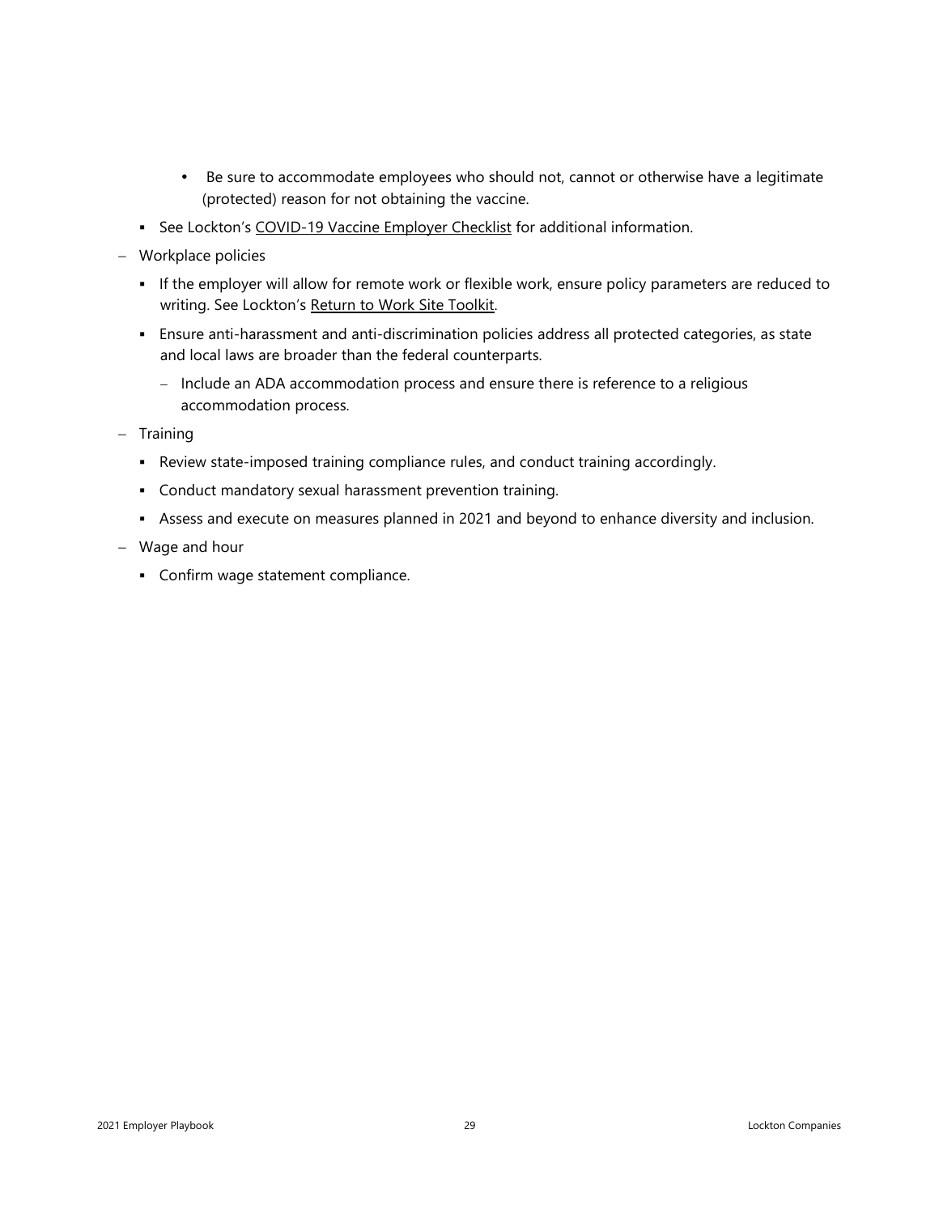- Be sure to accommodate employees who should not, cannot or otherwise have a legitimate (protected) reason for not obtaining the vaccine.
    - See Lockton's COVID-19 Vaccine Employer Checklist for additional information.
- Workplace policies
    - If the employer will allow for remote work or flexible work, ensure policy parameters are reduced to writing. See Lockton's Return to Work Site Toolkit.
    - Ensure anti-harassment and anti-discrimination policies address all protected categories, as state and local laws are broader than the federal counterparts.
        - Include an ADA accommodation process and ensure there is reference to a religious accommodation process.
- Training
    - Review state-imposed training compliance rules, and conduct training accordingly.
    - Conduct mandatory sexual harassment prevention training.
    - Assess and execute on measures planned in 2021 and beyond to enhance diversity and inclusion.
- Wage and hour
    - Confirm wage statement compliance.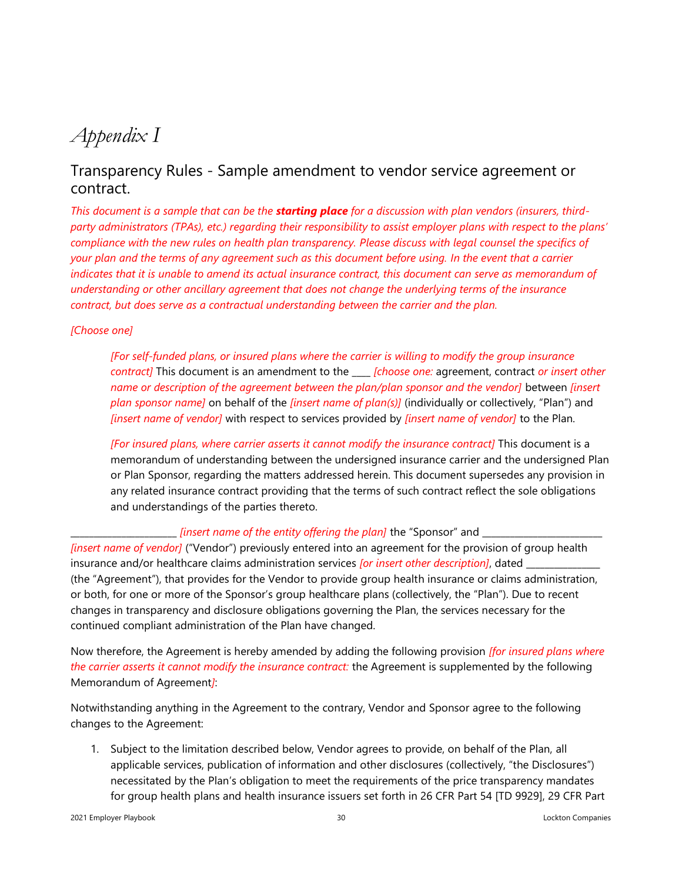# *Appendix I*

## Transparency Rules - Sample amendment to vendor service agreement or contract.

*This document is a sample that can be the* ***starting place*** *for a discussion with plan vendors (insurers, third-party administrators (TPAs), etc.) regarding their responsibility to assist employer plans with respect to the plans' compliance with the new rules on health plan transparency. Please discuss with legal counsel the specifics of your plan and the terms of any agreement such as this document before using. In the event that a carrier indicates that it is unable to amend its actual insurance contract, this document can serve as memorandum of understanding or other ancillary agreement that does not change the underlying terms of the insurance contract, but does serve as a contractual understanding between the carrier and the plan.*

*[Choose one]*

> *[For self-funded plans, or insured plans where the carrier is willing to modify the group insurance contract]* This document is an amendment to the ____ *[choose one:* agreement, contract *or insert other name or description of the agreement between the plan/plan sponsor and the vendor]* between *[insert plan sponsor name]* on behalf of the *[insert name of plan(s)]* (individually or collectively, "Plan") and *[insert name of vendor]* with respect to services provided by *[insert name of vendor]* to the Plan.
>
> *[For insured plans, where carrier asserts it cannot modify the insurance contract]* This document is a memorandum of understanding between the undersigned insurance carrier and the undersigned Plan or Plan Sponsor, regarding the matters addressed herein. This document supersedes any provision in any related insurance contract providing that the terms of such contract reflect the sole obligations and understandings of the parties thereto.

______________________ *[insert name of the entity offering the plan]* the "Sponsor" and _________________________ *[insert name of vendor]* ("Vendor") previously entered into an agreement for the provision of group health insurance and/or healthcare claims administration services *[or insert other description]*, dated _______________ (the "Agreement"), that provides for the Vendor to provide group health insurance or claims administration, or both, for one or more of the Sponsor's group healthcare plans (collectively, the "Plan"). Due to recent changes in transparency and disclosure obligations governing the Plan, the services necessary for the continued compliant administration of the Plan have changed.

Now therefore, the Agreement is hereby amended by adding the following provision *[for insured plans where the carrier asserts it cannot modify the insurance contract:* the Agreement is supplemented by the following Memorandum of Agreement*]*:

Notwithstanding anything in the Agreement to the contrary, Vendor and Sponsor agree to the following changes to the Agreement:

1. Subject to the limitation described below, Vendor agrees to provide, on behalf of the Plan, all applicable services, publication of information and other disclosures (collectively, "the Disclosures") necessitated by the Plan's obligation to meet the requirements of the price transparency mandates for group health plans and health insurance issuers set forth in 26 CFR Part 54 [TD 9929], 29 CFR Part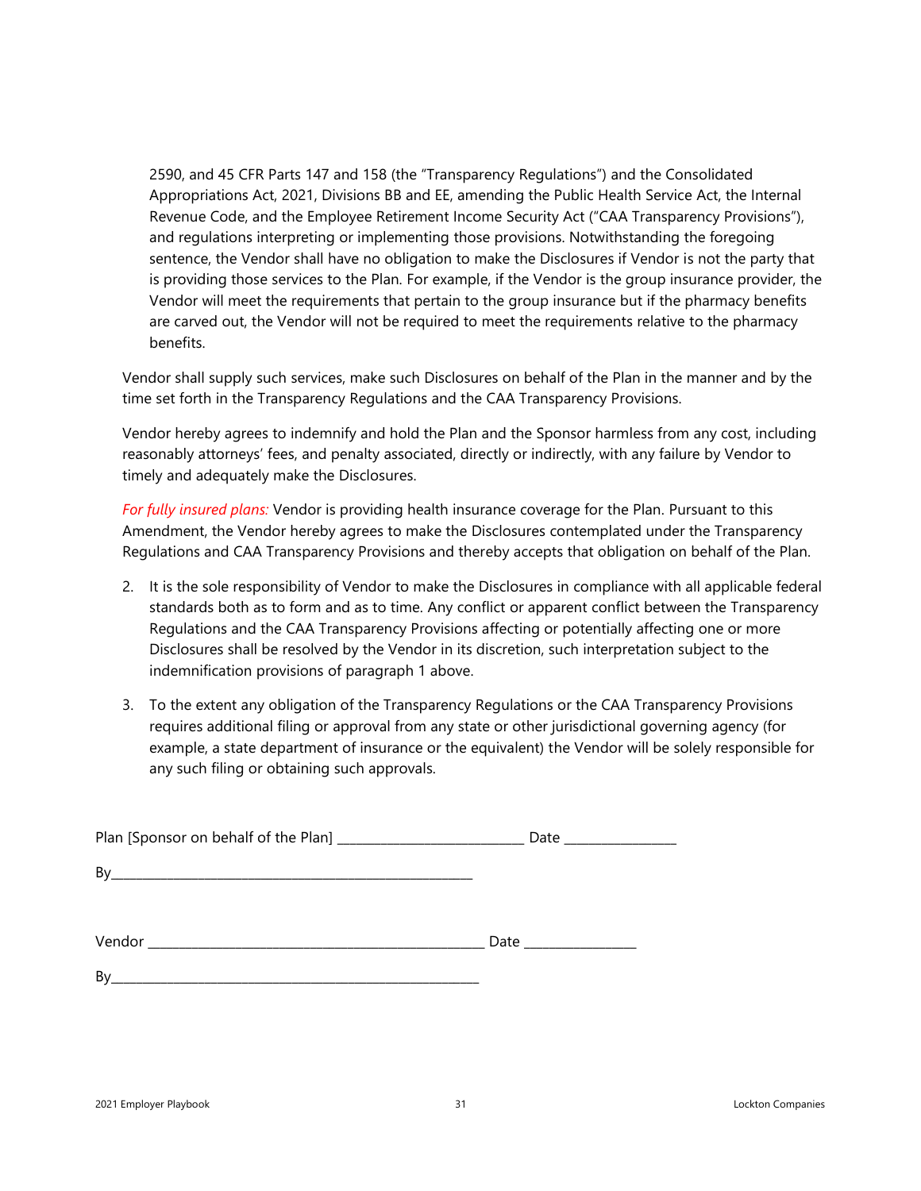2590, and 45 CFR Parts 147 and 158 (the "Transparency Regulations") and the Consolidated Appropriations Act, 2021, Divisions BB and EE, amending the Public Health Service Act, the Internal Revenue Code, and the Employee Retirement Income Security Act ("CAA Transparency Provisions"), and regulations interpreting or implementing those provisions. Notwithstanding the foregoing sentence, the Vendor shall have no obligation to make the Disclosures if Vendor is not the party that is providing those services to the Plan. For example, if the Vendor is the group insurance provider, the Vendor will meet the requirements that pertain to the group insurance but if the pharmacy benefits are carved out, the Vendor will not be required to meet the requirements relative to the pharmacy benefits.

Vendor shall supply such services, make such Disclosures on behalf of the Plan in the manner and by the time set forth in the Transparency Regulations and the CAA Transparency Provisions.

Vendor hereby agrees to indemnify and hold the Plan and the Sponsor harmless from any cost, including reasonably attorneys' fees, and penalty associated, directly or indirectly, with any failure by Vendor to timely and adequately make the Disclosures.

*For fully insured plans:* Vendor is providing health insurance coverage for the Plan. Pursuant to this Amendment, the Vendor hereby agrees to make the Disclosures contemplated under the Transparency Regulations and CAA Transparency Provisions and thereby accepts that obligation on behalf of the Plan.

2. It is the sole responsibility of Vendor to make the Disclosures in compliance with all applicable federal standards both as to form and as to time. Any conflict or apparent conflict between the Transparency Regulations and the CAA Transparency Provisions affecting or potentially affecting one or more Disclosures shall be resolved by the Vendor in its discretion, such interpretation subject to the indemnification provisions of paragraph 1 above.

3. To the extent any obligation of the Transparency Regulations or the CAA Transparency Provisions requires additional filing or approval from any state or other jurisdictional governing agency (for example, a state department of insurance or the equivalent) the Vendor will be solely responsible for any such filing or obtaining such approvals.

Plan [Sponsor on behalf of the Plan] ___________________________ Date ________________

By_______________________________________________________

Vendor __________________________________________________ Date ________________

By_______________________________________________________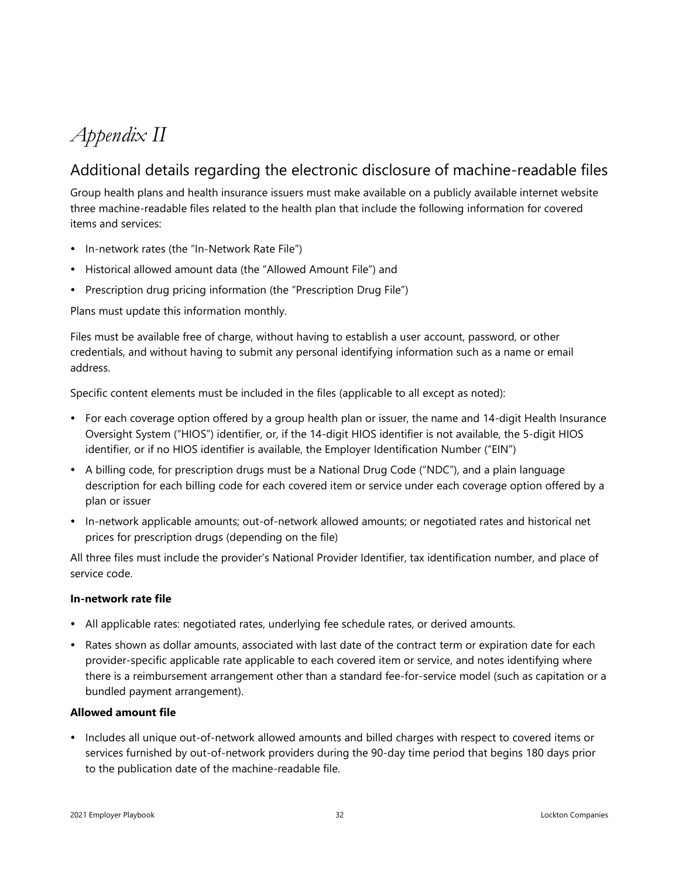# *Appendix II*

## Additional details regarding the electronic disclosure of machine-readable files

Group health plans and health insurance issuers must make available on a publicly available internet website three machine-readable files related to the health plan that include the following information for covered items and services:

- In-network rates (the "In-Network Rate File")
- Historical allowed amount data (the "Allowed Amount File") and
- Prescription drug pricing information (the "Prescription Drug File")

Plans must update this information monthly.

Files must be available free of charge, without having to establish a user account, password, or other credentials, and without having to submit any personal identifying information such as a name or email address.

Specific content elements must be included in the files (applicable to all except as noted):

- For each coverage option offered by a group health plan or issuer, the name and 14-digit Health Insurance Oversight System ("HIOS") identifier, or, if the 14-digit HIOS identifier is not available, the 5-digit HIOS identifier, or if no HIOS identifier is available, the Employer Identification Number ("EIN")
- A billing code, for prescription drugs must be a National Drug Code ("NDC"), and a plain language description for each billing code for each covered item or service under each coverage option offered by a plan or issuer
- In-network applicable amounts; out-of-network allowed amounts; or negotiated rates and historical net prices for prescription drugs (depending on the file)

All three files must include the provider's National Provider Identifier, tax identification number, and place of service code.

**In-network rate file**

- All applicable rates: negotiated rates, underlying fee schedule rates, or derived amounts.
- Rates shown as dollar amounts, associated with last date of the contract term or expiration date for each provider-specific applicable rate applicable to each covered item or service, and notes identifying where there is a reimbursement arrangement other than a standard fee-for-service model (such as capitation or a bundled payment arrangement).

**Allowed amount file**

- Includes all unique out-of-network allowed amounts and billed charges with respect to covered items or services furnished by out-of-network providers during the 90-day time period that begins 180 days prior to the publication date of the machine-readable file.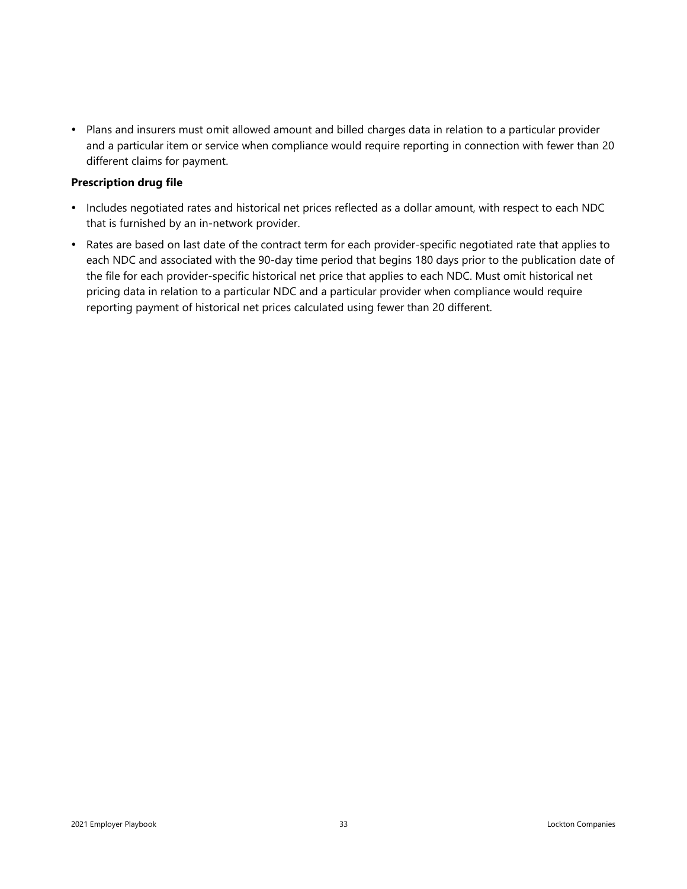- Plans and insurers must omit allowed amount and billed charges data in relation to a particular provider and a particular item or service when compliance would require reporting in connection with fewer than 20 different claims for payment.

**Prescription drug file**

- Includes negotiated rates and historical net prices reflected as a dollar amount, with respect to each NDC that is furnished by an in-network provider.
- Rates are based on last date of the contract term for each provider-specific negotiated rate that applies to each NDC and associated with the 90-day time period that begins 180 days prior to the publication date of the file for each provider-specific historical net price that applies to each NDC. Must omit historical net pricing data in relation to a particular NDC and a particular provider when compliance would require reporting payment of historical net prices calculated using fewer than 20 different.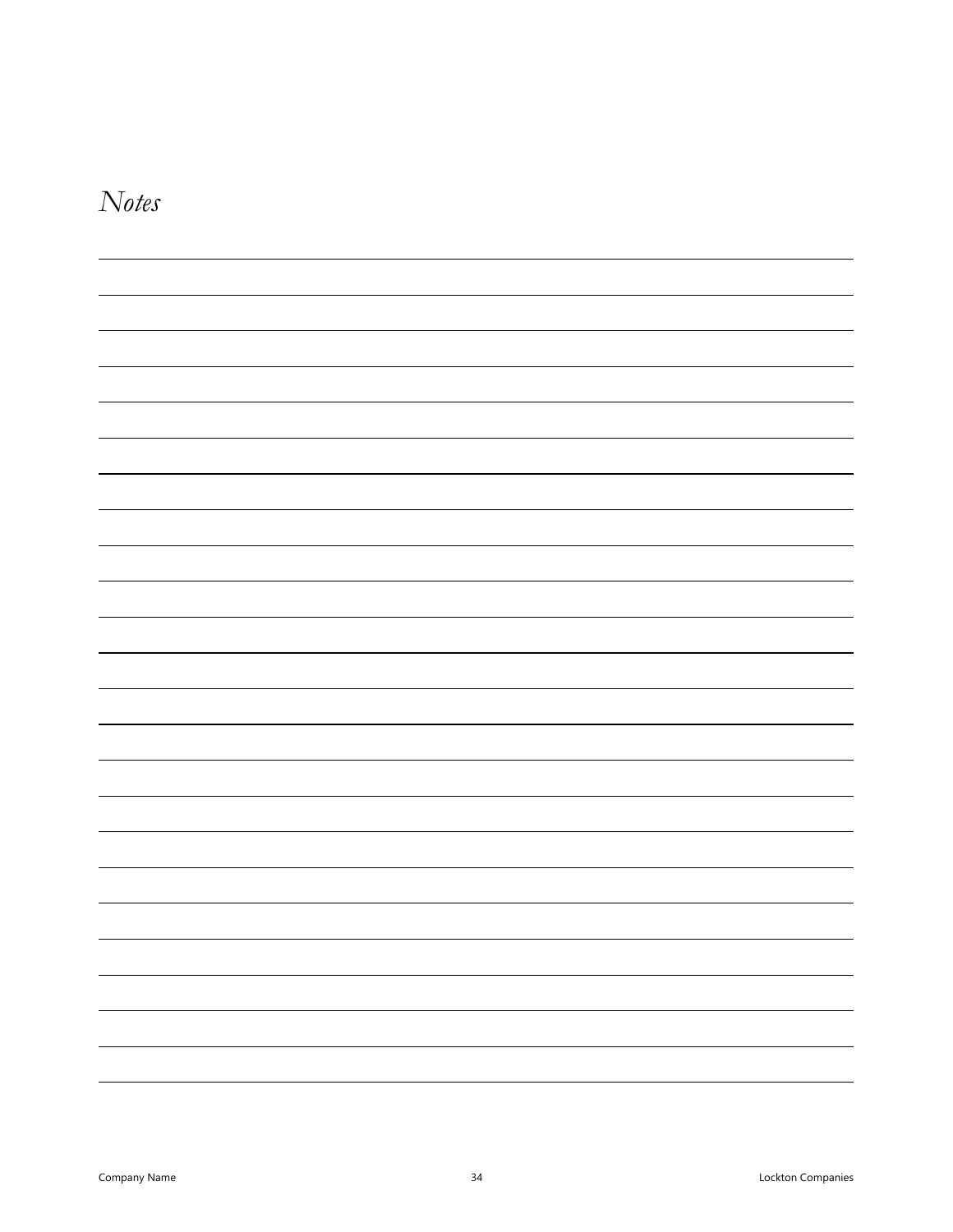# *Notes*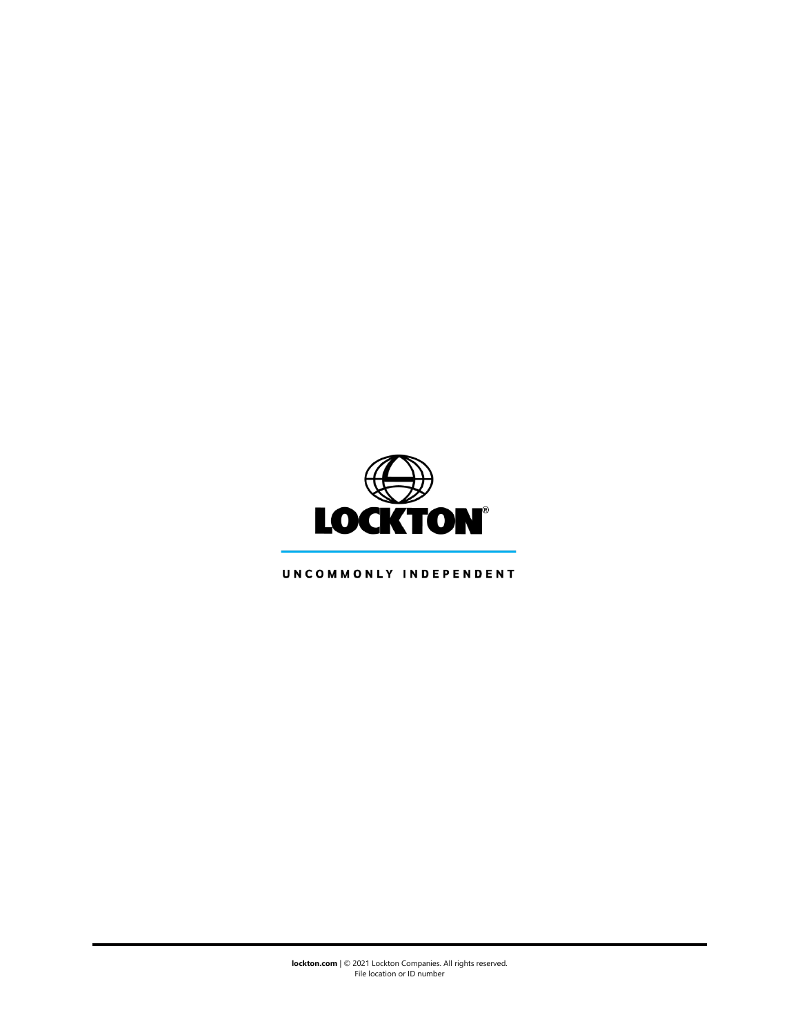LOCKTON®

UNCOMMONLY INDEPENDENT

**lockton.com** | © 2021 Lockton Companies. All rights reserved.
File location or ID number